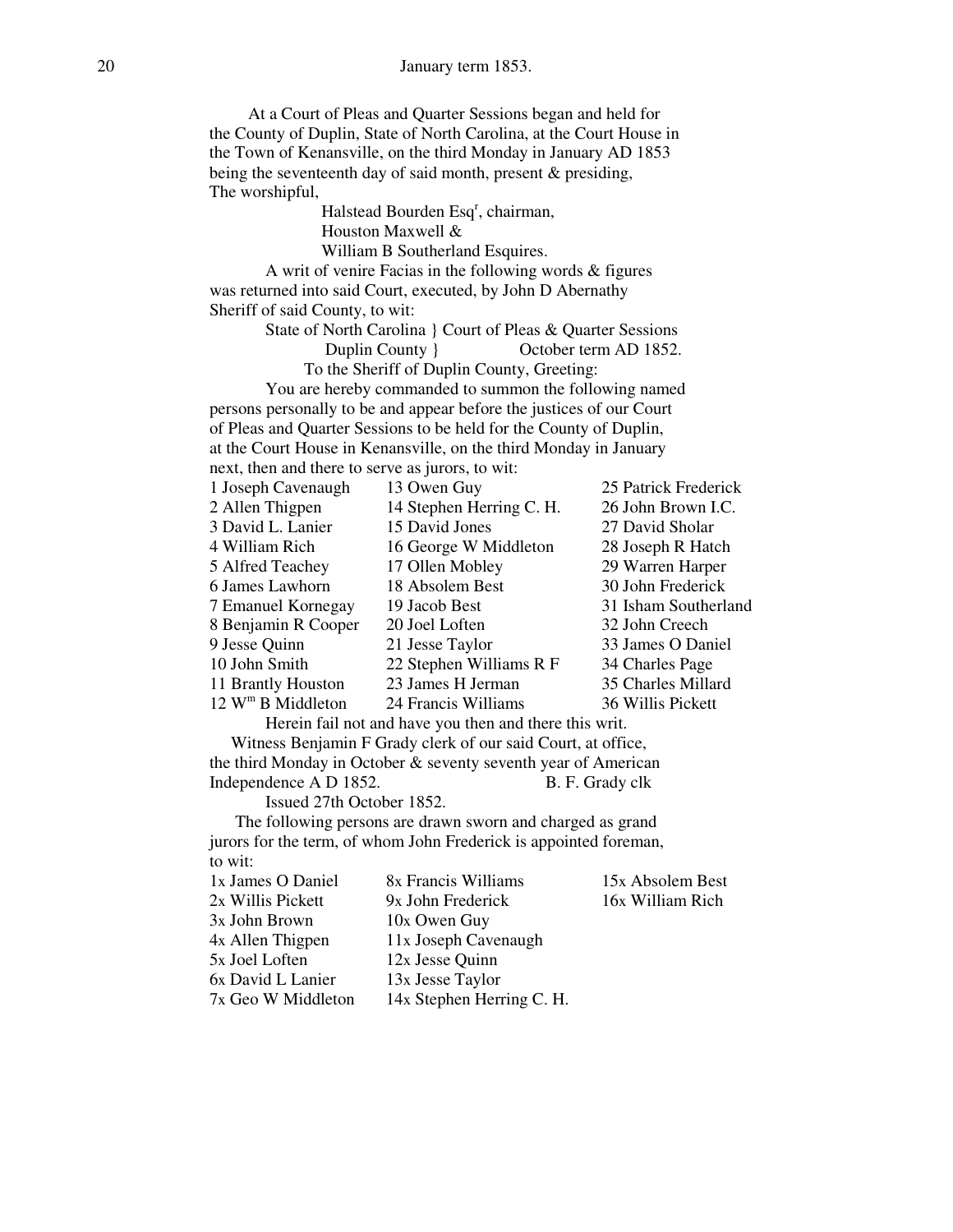January term 1853.

At a Court of Pleas and Quarter Sessions began and held for the County of Duplin, State of North Carolina, at the Court House in the Town of Kenansville, on the third Monday in January AD 1853 being the seventeenth day of said month, present & presiding, The worshipful,

Halstead Bourden Esq[r], chairman,
Houston Maxwell &
William B Southerland Esquires.

A writ of venire Facias in the following words & figures was returned into said Court, executed, by John D Abernathy Sheriff of said County, to wit:

State of North Carolina } Court of Pleas & Quarter Sessions
Duplin County } October term AD 1852.

To the Sheriff of Duplin County, Greeting:

You are hereby commanded to summon the following named persons personally to be and appear before the justices of our Court of Pleas and Quarter Sessions to be held for the County of Duplin, at the Court House in Kenansville, on the third Monday in January next, then and there to serve as jurors, to wit:

| | | |
|---|---|---|
| 1 Joseph Cavenaugh | 13 Owen Guy | 25 Patrick Frederick |
| 2 Allen Thigpen | 14 Stephen Herring C. H. | 26 John Brown I.C. |
| 3 David L. Lanier | 15 David Jones | 27 David Sholar |
| 4 William Rich | 16 George W Middleton | 28 Joseph R Hatch |
| 5 Alfred Teachey | 17 Ollen Mobley | 29 Warren Harper |
| 6 James Lawhorn | 18 Absolem Best | 30 John Frederick |
| 7 Emanuel Kornegay | 19 Jacob Best | 31 Isham Southerland |
| 8 Benjamin R Cooper | 20 Joel Loften | 32 John Creech |
| 9 Jesse Quinn | 21 Jesse Taylor | 33 James O Daniel |
| 10 John Smith | 22 Stephen Williams R F | 34 Charles Page |
| 11 Brantly Houston | 23 James H Jerman | 35 Charles Millard |
| 12 W[m] B Middleton | 24 Francis Williams | 36 Willis Pickett |

Herein fail not and have you then and there this writ.

Witness Benjamin F Grady clerk of our said Court, at office, the third Monday in October & seventy seventh year of American Independence A D 1852. B. F. Grady clk

Issued 27th October 1852.

The following persons are drawn sworn and charged as grand jurors for the term, of whom John Frederick is appointed foreman, to wit:

| | | |
|---|---|---|
| 1x James O Daniel | 8x Francis Williams | 15x Absolem Best |
| 2x Willis Pickett | 9x John Frederick | 16x William Rich |
| 3x John Brown | 10x Owen Guy | |
| 4x Allen Thigpen | 11x Joseph Cavenaugh | |
| 5x Joel Loften | 12x Jesse Quinn | |
| 6x David L Lanier | 13x Jesse Taylor | |
| 7x Geo W Middleton | 14x Stephen Herring C. H. | |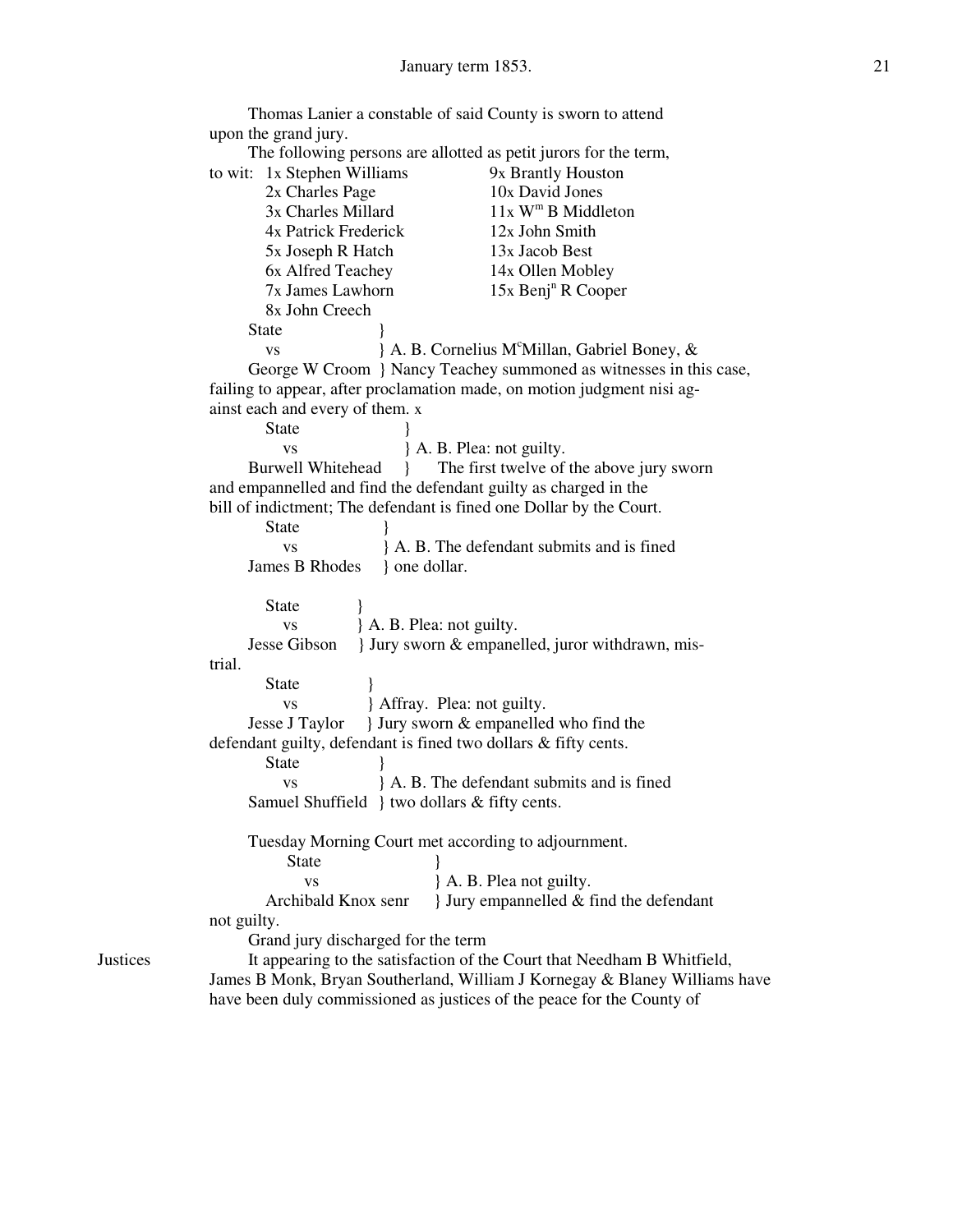Thomas Lanier a constable of said County is sworn to attend upon the grand jury.

The following persons are allotted as petit jurors for the term, to wit:

| | |
|---|---|
| 1x Stephen Williams | 9x Brantly Houston |
| 2x Charles Page | 10x David Jones |
| 3x Charles Millard | 11x W$^{m}$ B Middleton |
| 4x Patrick Frederick | 12x John Smith |
| 5x Joseph R Hatch | 13x Jacob Best |
| 6x Alfred Teachey | 14x Ollen Mobley |
| 7x James Lawhorn | 15x Benj$^{n}$ R Cooper |
| 8x John Creech | |

State vs George W Croom } A. B. Cornelius M$^{c}$Millan, Gabriel Boney, & Nancy Teachey summoned as witnesses in this case, failing to appear, after proclamation made, on motion judgment nisi against each and every of them. x

State vs Burwell Whitehead } A. B. Plea: not guilty. The first twelve of the above jury sworn and empannelled and find the defendant guilty as charged in the bill of indictment; The defendant is fined one Dollar by the Court.

State vs James B Rhodes } A. B. The defendant submits and is fined one dollar.

State vs Jesse Gibson } A. B. Plea: not guilty. Jury sworn & empanelled, juror withdrawn, mistrial.

State vs Jesse J Taylor } Affray. Plea: not guilty. Jury sworn & empanelled who find the defendant guilty, defendant is fined two dollars & fifty cents.

State vs Samuel Shuffield } A. B. The defendant submits and is fined two dollars & fifty cents.

Tuesday Morning Court met according to adjournment.

State vs Archibald Knox senr } A. B. Plea not guilty. Jury empannelled & find the defendant not guilty.

Grand jury discharged for the term

Justices — It appearing to the satisfaction of the Court that Needham B Whitfield, James B Monk, Bryan Southerland, William J Kornegay & Blaney Williams have have been duly commissioned as justices of the peace for the County of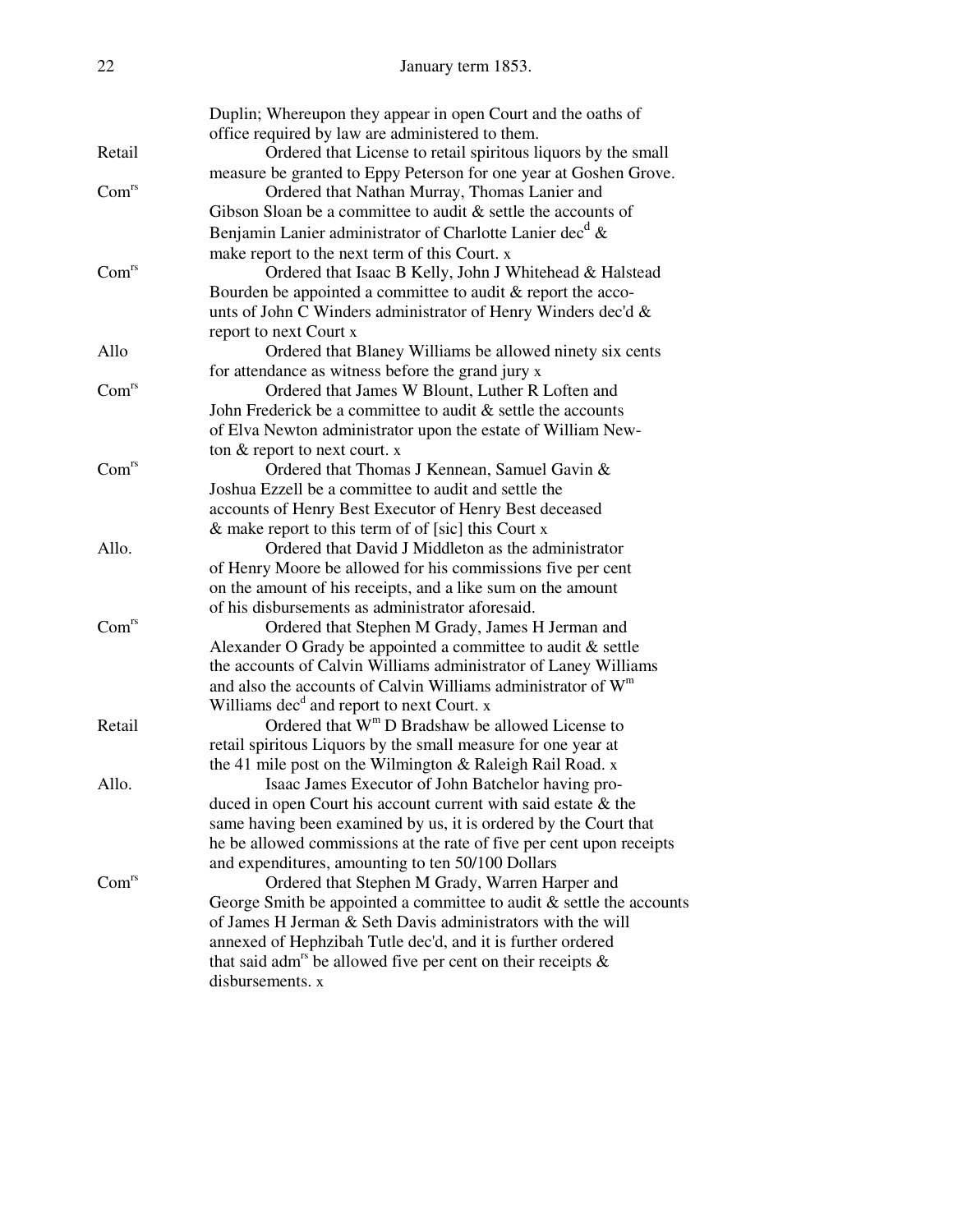January term 1853.

Duplin; Whereupon they appear in open Court and the oaths of office required by law are administered to them.

Retail — Ordered that License to retail spiritous liquors by the small measure be granted to Eppy Peterson for one year at Goshen Grove.

Com[rs] — Ordered that Nathan Murray, Thomas Lanier and Gibson Sloan be a committee to audit & settle the accounts of Benjamin Lanier administrator of Charlotte Lanier dec[d] & make report to the next term of this Court. x

Com[rs] — Ordered that Isaac B Kelly, John J Whitehead & Halstead Bourden be appointed a committee to audit & report the accounts of John C Winders administrator of Henry Winders dec'd & report to next Court x

Allo — Ordered that Blaney Williams be allowed ninety six cents for attendance as witness before the grand jury x

Com[rs] — Ordered that James W Blount, Luther R Loften and John Frederick be a committee to audit & settle the accounts of Elva Newton administrator upon the estate of William Newton & report to next court. x

Com[rs] — Ordered that Thomas J Kennean, Samuel Gavin & Joshua Ezzell be a committee to audit and settle the accounts of Henry Best Executor of Henry Best deceased & make report to this term of of [sic] this Court x

Allo. — Ordered that David J Middleton as the administrator of Henry Moore be allowed for his commissions five per cent on the amount of his receipts, and a like sum on the amount of his disbursements as administrator aforesaid.

Com[rs] — Ordered that Stephen M Grady, James H Jerman and Alexander O Grady be appointed a committee to audit & settle the accounts of Calvin Williams administrator of Laney Williams and also the accounts of Calvin Williams administrator of W[m] Williams dec[d] and report to next Court. x

Retail — Ordered that W[m] D Bradshaw be allowed License to retail spiritous Liquors by the small measure for one year at the 41 mile post on the Wilmington & Raleigh Rail Road. x

Allo. — Isaac James Executor of John Batchelor having produced in open Court his account current with said estate & the same having been examined by us, it is ordered by the Court that he be allowed commissions at the rate of five per cent upon receipts and expenditures, amounting to ten 50/100 Dollars

Com[rs] — Ordered that Stephen M Grady, Warren Harper and George Smith be appointed a committee to audit & settle the accounts of James H Jerman & Seth Davis administrators with the will annexed of Hephzibah Tutle dec'd, and it is further ordered that said adm[rs] be allowed five per cent on their receipts & disbursements. x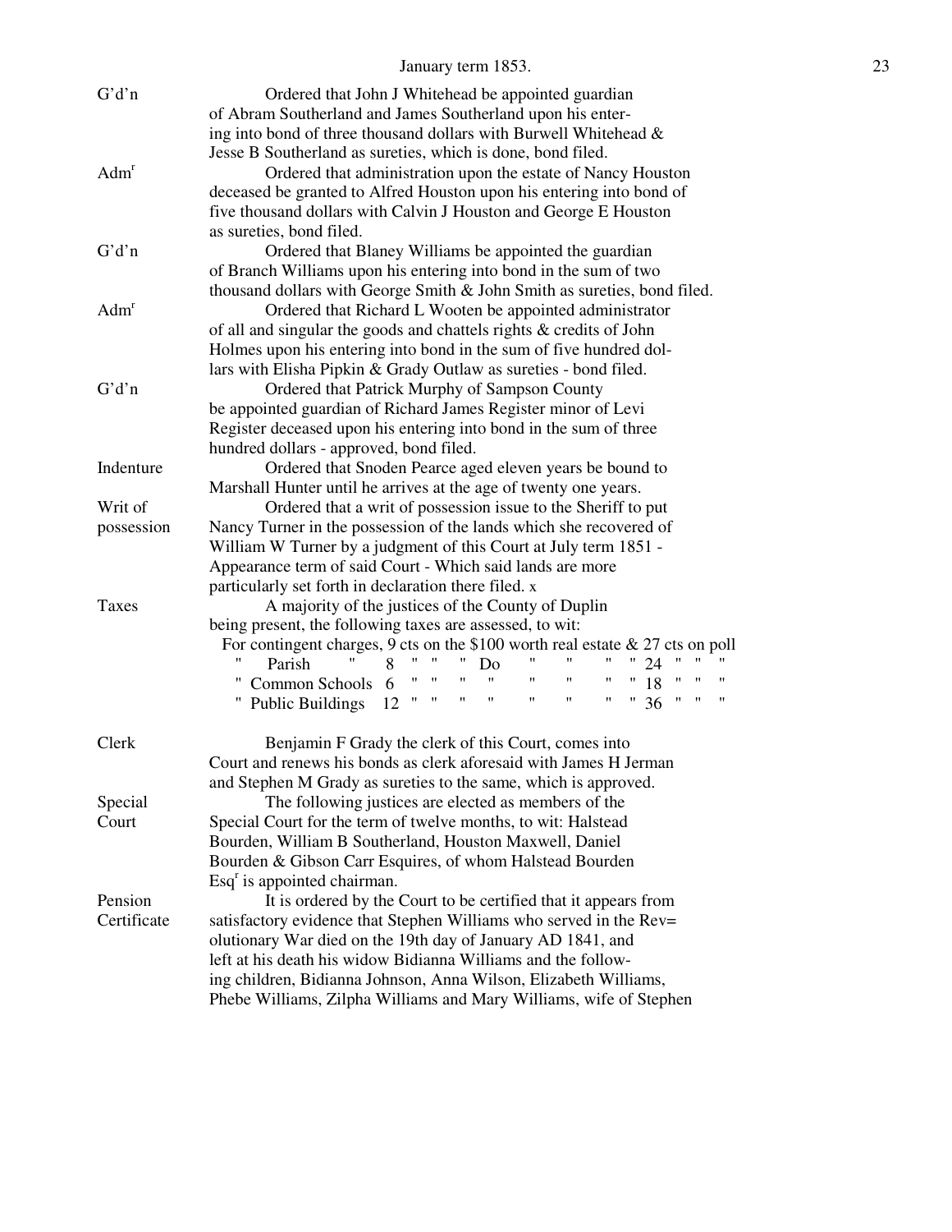January term 1853.

G'd'n — Ordered that John J Whitehead be appointed guardian of Abram Southerland and James Southerland upon his entering into bond of three thousand dollars with Burwell Whitehead & Jesse B Southerland as sureties, which is done, bond filed.

Adm[r] — Ordered that administration upon the estate of Nancy Houston deceased be granted to Alfred Houston upon his entering into bond of five thousand dollars with Calvin J Houston and George E Houston as sureties, bond filed.

G'd'n — Ordered that Blaney Williams be appointed the guardian of Branch Williams upon his entering into bond in the sum of two thousand dollars with George Smith & John Smith as sureties, bond filed.

Adm[r] — Ordered that Richard L Wooten be appointed administrator of all and singular the goods and chattels rights & credits of John Holmes upon his entering into bond in the sum of five hundred dollars with Elisha Pipkin & Grady Outlaw as sureties - bond filed.

G'd'n — Ordered that Patrick Murphy of Sampson County be appointed guardian of Richard James Register minor of Levi Register deceased upon his entering into bond in the sum of three hundred dollars - approved, bond filed.

Indenture — Ordered that Snoden Pearce aged eleven years be bound to Marshall Hunter until he arrives at the age of twenty one years.

Writ of possession — Ordered that a writ of possession issue to the Sheriff to put Nancy Turner in the possession of the lands which she recovered of William W Turner by a judgment of this Court at July term 1851 - Appearance term of said Court - Which said lands are more particularly set forth in declaration there filed. x

Taxes — A majority of the justices of the County of Duplin being present, the following taxes are assessed, to wit:

For contingent charges, 9 cts on the $100 worth real estate & 27 cts on poll
" Parish " 8 " " " Do " " " " 24 " " "
" Common Schools 6 " " " " " " " " 18 " " "
" Public Buildings 12 " " " " " " " " 36 " " "

Clerk — Benjamin F Grady the clerk of this Court, comes into Court and renews his bonds as clerk aforesaid with James H Jerman and Stephen M Grady as sureties to the same, which is approved.

Special Court — The following justices are elected as members of the Special Court for the term of twelve months, to wit: Halstead Bourden, William B Southerland, Houston Maxwell, Daniel Bourden & Gibson Carr Esquires, of whom Halstead Bourden Esq[r] is appointed chairman.

Pension Certificate — It is ordered by the Court to be certified that it appears from satisfactory evidence that Stephen Williams who served in the Rev= olutionary War died on the 19th day of January AD 1841, and left at his death his widow Bidianna Williams and the following children, Bidianna Johnson, Anna Wilson, Elizabeth Williams, Phebe Williams, Zilpha Williams and Mary Williams, wife of Stephen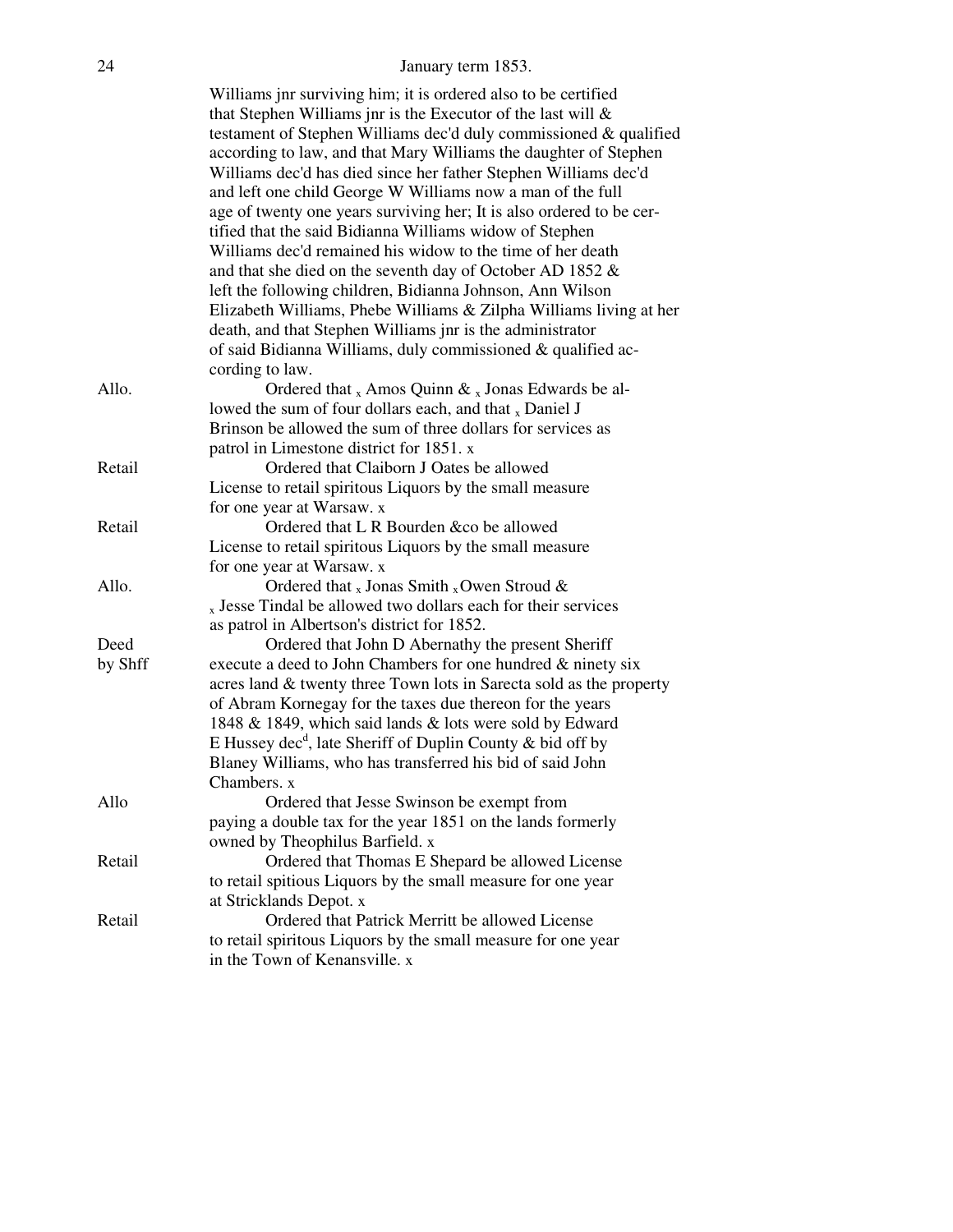January term 1853.

Williams jnr surviving him; it is ordered also to be certified that Stephen Williams jnr is the Executor of the last will & testament of Stephen Williams dec'd duly commissioned & qualified according to law, and that Mary Williams the daughter of Stephen Williams dec'd has died since her father Stephen Williams dec'd and left one child George W Williams now a man of the full age of twenty one years surviving her; It is also ordered to be certified that the said Bidianna Williams widow of Stephen Williams dec'd remained his widow to the time of her death and that she died on the seventh day of October AD 1852 & left the following children, Bidianna Johnson, Ann Wilson Elizabeth Williams, Phebe Williams & Zilpha Williams living at her death, and that Stephen Williams jnr is the administrator of said Bidianna Williams, duly commissioned & qualified according to law.

Allo. — Ordered that x Amos Quinn & x Jonas Edwards be allowed the sum of four dollars each, and that x Daniel J Brinson be allowed the sum of three dollars for services as patrol in Limestone district for 1851. x

Retail — Ordered that Claiborn J Oates be allowed License to retail spiritous Liquors by the small measure for one year at Warsaw. x

Retail — Ordered that L R Bourden &co be allowed License to retail spiritous Liquors by the small measure for one year at Warsaw. x

Allo. — Ordered that x Jonas Smith x Owen Stroud & x Jesse Tindal be allowed two dollars each for their services as patrol in Albertson's district for 1852.

Deed by Shff — Ordered that John D Abernathy the present Sheriff execute a deed to John Chambers for one hundred & ninety six acres land & twenty three Town lots in Sarecta sold as the property of Abram Kornegay for the taxes due thereon for the years 1848 & 1849, which said lands & lots were sold by Edward E Hussey dec[d], late Sheriff of Duplin County & bid off by Blaney Williams, who has transferred his bid of said John Chambers. x

Allo — Ordered that Jesse Swinson be exempt from paying a double tax for the year 1851 on the lands formerly owned by Theophilus Barfield. x

Retail — Ordered that Thomas E Shepard be allowed License to retail spitious Liquors by the small measure for one year at Stricklands Depot. x

Retail — Ordered that Patrick Merritt be allowed License to retail spiritous Liquors by the small measure for one year in the Town of Kenansville. x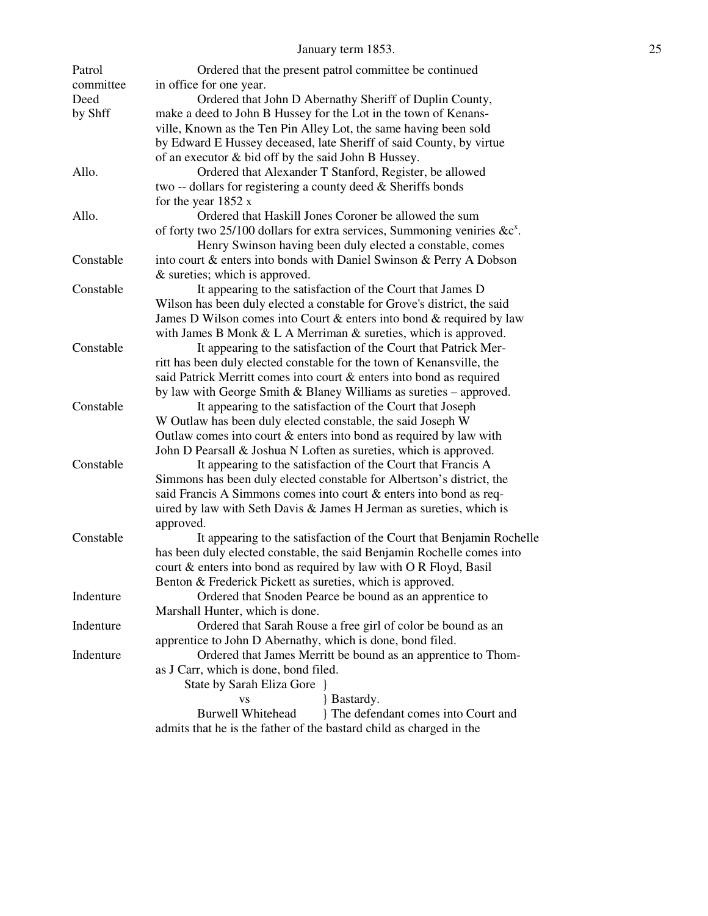January term 1853.

Patrol committee — Ordered that the present patrol committee be continued in office for one year.

Deed by Shff — Ordered that John D Abernathy Sheriff of Duplin County, make a deed to John B Hussey for the Lot in the town of Kenans-ville, Known as the Ten Pin Alley Lot, the same having been sold by Edward E Hussey deceased, late Sheriff of said County, by virtue of an executor & bid off by the said John B Hussey.

Allo. — Ordered that Alexander T Stanford, Register, be allowed two -- dollars for registering a county deed & Sheriffs bonds for the year 1852 x

Allo. — Ordered that Haskill Jones Coroner be allowed the sum of forty two 25/100 dollars for extra services, Summoning veniries &c^x.

Constable — Henry Swinson having been duly elected a constable, comes into court & enters into bonds with Daniel Swinson & Perry A Dobson & sureties; which is approved.

Constable — It appearing to the satisfaction of the Court that James D Wilson has been duly elected a constable for Grove's district, the said James D Wilson comes into Court & enters into bond & required by law with James B Monk & L A Merriman & sureties, which is approved.

Constable — It appearing to the satisfaction of the Court that Patrick Mer-ritt has been duly elected constable for the town of Kenansville, the said Patrick Merritt comes into court & enters into bond as required by law with George Smith & Blaney Williams as sureties – approved.

Constable — It appearing to the satisfaction of the Court that Joseph W Outlaw has been duly elected constable, the said Joseph W Outlaw comes into court & enters into bond as required by law with John D Pearsall & Joshua N Loften as sureties, which is approved.

Constable — It appearing to the satisfaction of the Court that Francis A Simmons has been duly elected constable for Albertson's district, the said Francis A Simmons comes into court & enters into bond as req-uired by law with Seth Davis & James H Jerman as sureties, which is approved.

Constable — It appearing to the satisfaction of the Court that Benjamin Rochelle has been duly elected constable, the said Benjamin Rochelle comes into court & enters into bond as required by law with O R Floyd, Basil Benton & Frederick Pickett as sureties, which is approved.

Indenture — Ordered that Snoden Pearce be bound as an apprentice to Marshall Hunter, which is done.

Indenture — Ordered that Sarah Rouse a free girl of color be bound as an apprentice to John D Abernathy, which is done, bond filed.

Indenture — Ordered that James Merritt be bound as an apprentice to Thom-as J Carr, which is done, bond filed.

State by Sarah Eliza Gore }
vs } Bastardy.
Burwell Whitehead } The defendant comes into Court and admits that he is the father of the bastard child as charged in the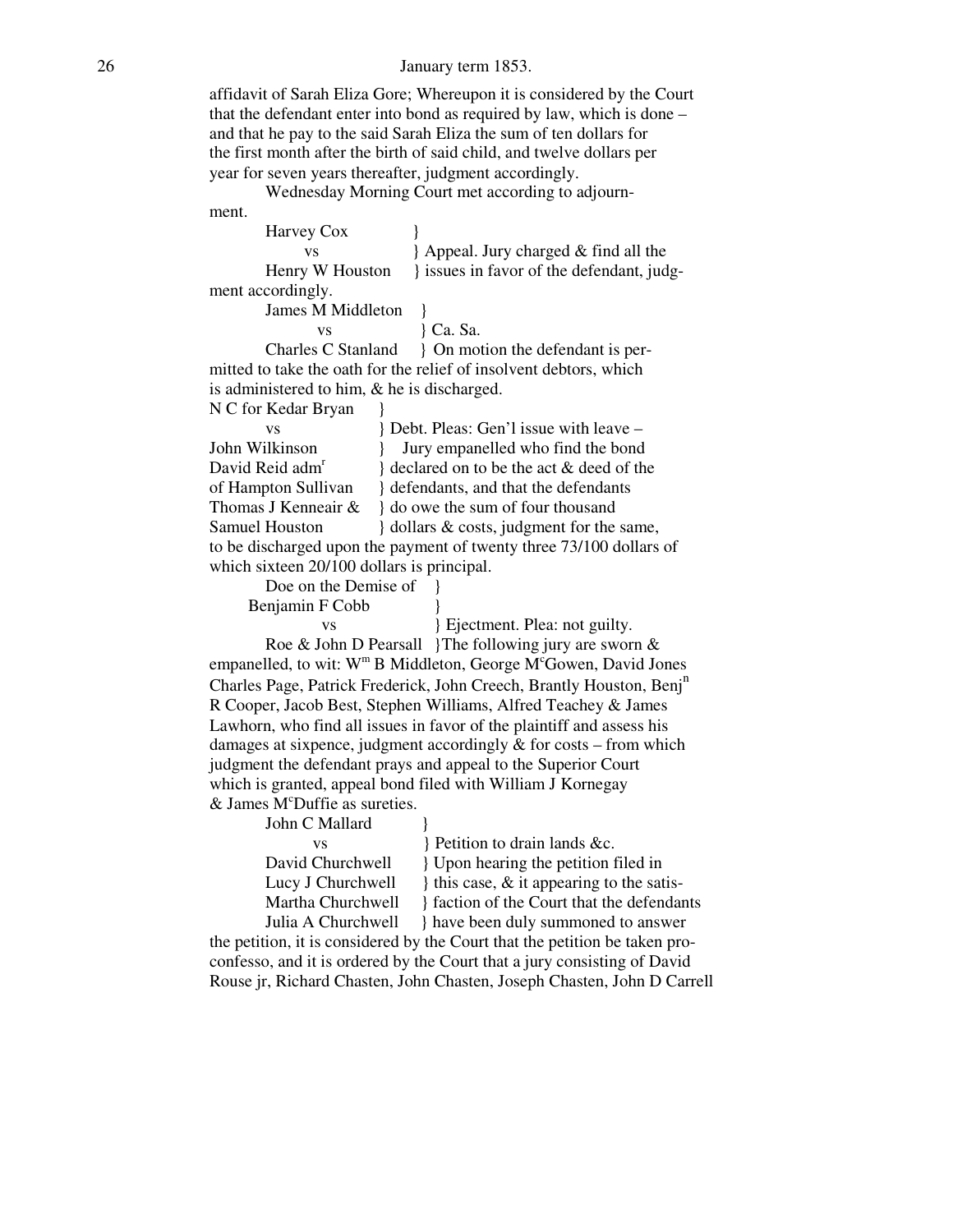affidavit of Sarah Eliza Gore; Whereupon it is considered by the Court that the defendant enter into bond as required by law, which is done – and that he pay to the said Sarah Eliza the sum of ten dollars for the first month after the birth of said child, and twelve dollars per year for seven years thereafter, judgment accordingly.

Wednesday Morning Court met according to adjournment.

Harvey Cox }
vs } Appeal. Jury charged & find all the
Henry W Houston } issues in favor of the defendant, judgment accordingly.

James M Middleton }
vs } Ca. Sa.
Charles C Stanland } On motion the defendant is permitted to take the oath for the relief of insolvent debtors, which is administered to him, & he is discharged.

N C for Kedar Bryan }
vs } Debt. Pleas: Gen'l issue with leave –
John Wilkinson } Jury empanelled who find the bond
David Reid adm[r] } declared on to be the act & deed of the
of Hampton Sullivan } defendants, and that the defendants
Thomas J Kenneair & } do owe the sum of four thousand
Samuel Houston } dollars & costs, judgment for the same, to be discharged upon the payment of twenty three 73/100 dollars of which sixteen 20/100 dollars is principal.

Doe on the Demise of }
Benjamin F Cobb }
vs } Ejectment. Plea: not guilty.
Roe & John D Pearsall }The following jury are sworn & empanelled, to wit: W[m] B Middleton, George M[c]Gowen, David Jones Charles Page, Patrick Frederick, John Creech, Brantly Houston, Benj[n] R Cooper, Jacob Best, Stephen Williams, Alfred Teachey & James Lawhorn, who find all issues in favor of the plaintiff and assess his damages at sixpence, judgment accordingly & for costs – from which judgment the defendant prays and appeal to the Superior Court which is granted, appeal bond filed with William J Kornegay & James M[c]Duffie as sureties.

John C Mallard }
vs } Petition to drain lands &c.
David Churchwell } Upon hearing the petition filed in
Lucy J Churchwell } this case, & it appearing to the satis-
Martha Churchwell } faction of the Court that the defendants
Julia A Churchwell } have been duly summoned to answer the petition, it is considered by the Court that the petition be taken pro-confesso, and it is ordered by the Court that a jury consisting of David Rouse jr, Richard Chasten, John Chasten, Joseph Chasten, John D Carrell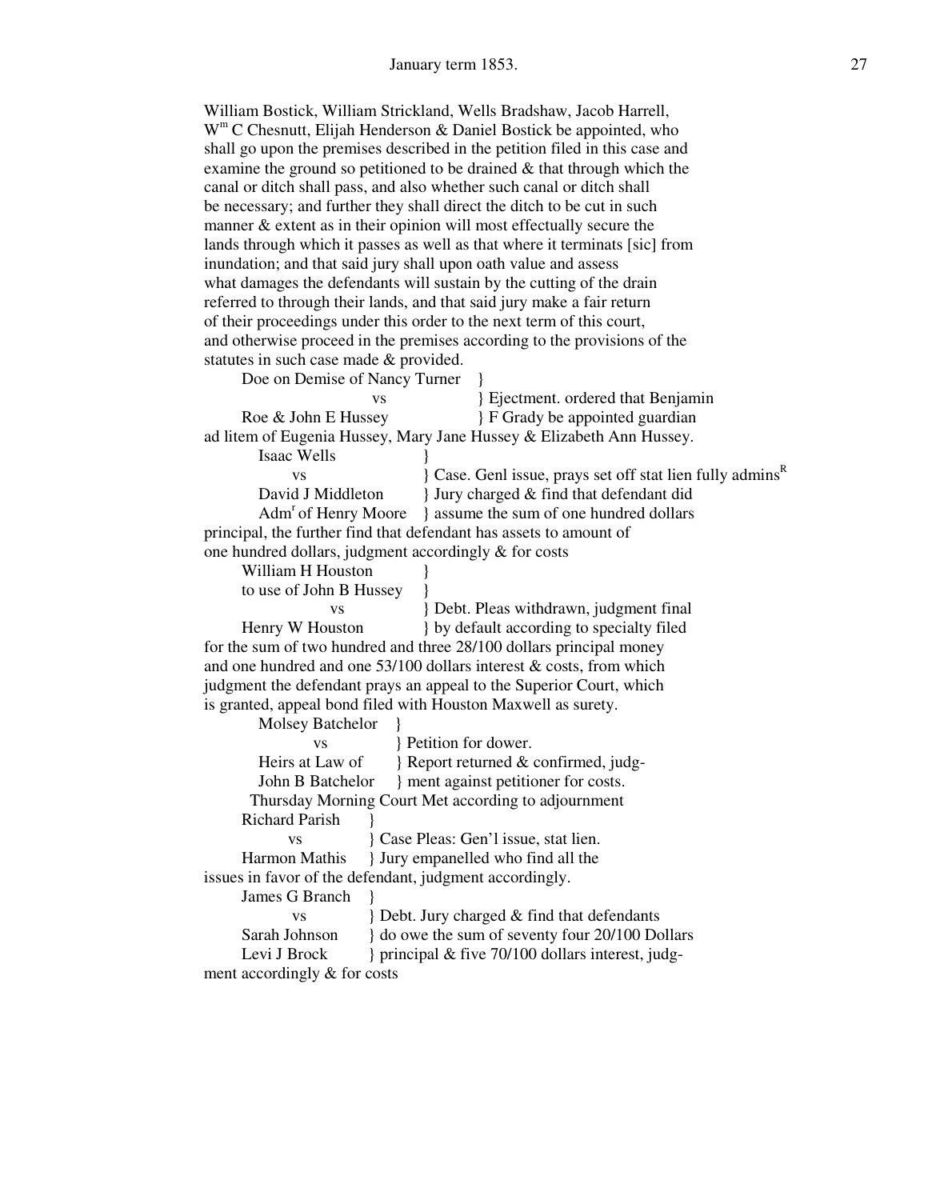William Bostick, William Strickland, Wells Bradshaw, Jacob Harrell, Wm C Chesnutt, Elijah Henderson & Daniel Bostick be appointed, who shall go upon the premises described in the petition filed in this case and examine the ground so petitioned to be drained & that through which the canal or ditch shall pass, and also whether such canal or ditch shall be necessary; and further they shall direct the ditch to be cut in such manner & extent as in their opinion will most effectually secure the lands through which it passes as well as that where it terminats [sic] from inundation; and that said jury shall upon oath value and assess what damages the defendants will sustain by the cutting of the drain referred to through their lands, and that said jury make a fair return of their proceedings under this order to the next term of this court, and otherwise proceed in the premises according to the provisions of the statutes in such case made & provided.

Doe on Demise of Nancy Turner }
vs } Ejectment. ordered that Benjamin
Roe & John E Hussey } F Grady be appointed guardian
ad litem of Eugenia Hussey, Mary Jane Hussey & Elizabeth Ann Hussey.

Isaac Wells }
vs } Case. Genl issue, prays set off stat lien fully adminsR
David J Middleton } Jury charged & find that defendant did
Admr of Henry Moore } assume the sum of one hundred dollars
principal, the further find that defendant has assets to amount of one hundred dollars, judgment accordingly & for costs

William H Houston }
to use of John B Hussey }
vs } Debt. Pleas withdrawn, judgment final
Henry W Houston } by default according to specialty filed
for the sum of two hundred and three 28/100 dollars principal money and one hundred and one 53/100 dollars interest & costs, from which judgment the defendant prays an appeal to the Superior Court, which is granted, appeal bond filed with Houston Maxwell as surety.

Molsey Batchelor }
vs } Petition for dower.
Heirs at Law of } Report returned & confirmed, judg-
John B Batchelor } ment against petitioner for costs.

Thursday Morning Court Met according to adjournment

Richard Parish }
vs } Case Pleas: Gen'l issue, stat lien.
Harmon Mathis } Jury empanelled who find all the
issues in favor of the defendant, judgment accordingly.

James G Branch }
vs } Debt. Jury charged & find that defendants
Sarah Johnson } do owe the sum of seventy four 20/100 Dollars
Levi J Brock } principal & five 70/100 dollars interest, judg-
ment accordingly & for costs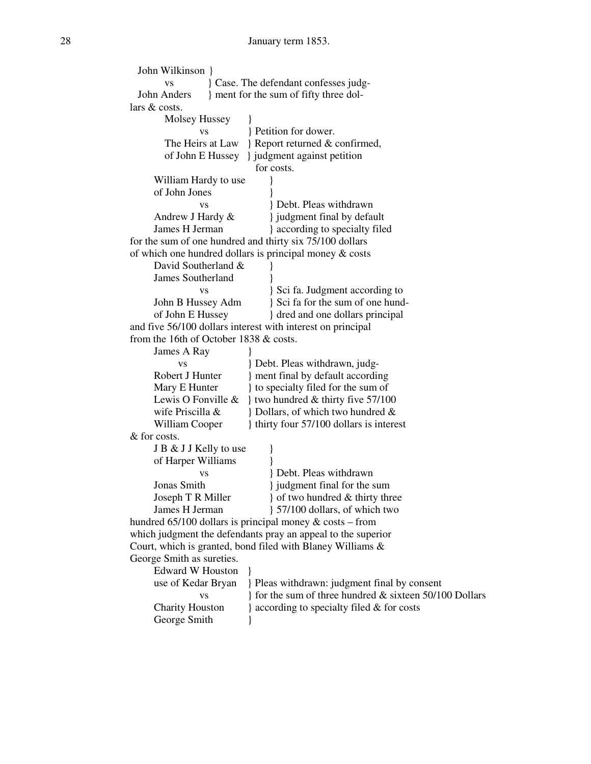January term 1853.

```
  John Wilkinson }
         vs          } Case. The defendant confesses judg-
  John Anders      } ment for the sum of fifty three dol-
lars & costs.
         Molsey Hussey      }
                   vs              } Petition for dower.
         The Heirs at Law   } Report returned & confirmed,
         of John E Hussey   } judgment against petition
                                       for costs.
      William Hardy to use        }
      of John Jones                   }
                   vs                      } Debt. Pleas withdrawn
      Andrew J Hardy &            } judgment final by default
      James H Jerman               } according to specialty filed
for the sum of one hundred and thirty six 75/100 dollars
of which one hundred dollars is principal money & costs
      David Southerland &        }
      James Southerland           }
                   vs                      } Sci fa. Judgment according to
      John B Hussey Adm        } Sci fa for the sum of one hund-
      of John E Hussey             } dred and one dollars principal
and five 56/100 dollars interest with interest on principal
from the 16th of October 1838 & costs.
      James A Ray              }
             vs                     } Debt. Pleas withdrawn, judg-
      Robert J Hunter         } ment final by default according
      Mary E Hunter           } to specialty filed for the sum of
      Lewis O Fonville &   } two hundred & thirty five 57/100
      wife Priscilla &          } Dollars, of which two hundred &
      William Cooper         } thirty four 57/100 dollars is interest
& for costs.
      J B & J J Kelly to use       }
      of Harper Williams           }
                   vs                      } Debt. Pleas withdrawn
      Jonas Smith                     } judgment final for the sum
      Joseph T R Miller            } of two hundred & thirty three
      James H Jerman               } 57/100 dollars, of which two
hundred 65/100 dollars is principal money & costs – from
which judgment the defendants pray an appeal to the superior
Court, which is granted, bond filed with Blaney Williams &
George Smith as sureties.
      Edward W Houston   }
      use of Kedar Bryan   } Pleas withdrawn: judgment final by consent
                   vs              } for the sum of three hundred & sixteen 50/100 Dollars
      Charity Houston        } according to specialty filed & for costs
      George Smith            }
```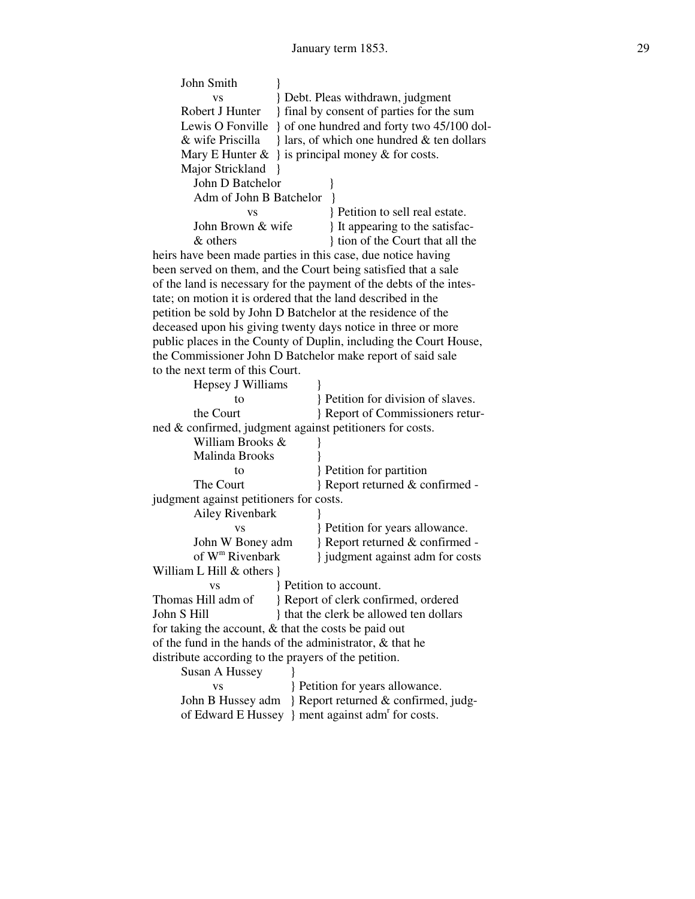John Smith }
vs } Debt. Pleas withdrawn, judgment
Robert J Hunter } final by consent of parties for the sum
Lewis O Fonville } of one hundred and forty two 45/100 dol-
& wife Priscilla } lars, of which one hundred & ten dollars
Mary E Hunter & } is principal money & for costs.
Major Strickland }

John D Batchelor }
Adm of John B Batchelor }
vs } Petition to sell real estate.
John Brown & wife } It appearing to the satisfac-
& others } tion of the Court that all the
heirs have been made parties in this case, due notice having been served on them, and the Court being satisfied that a sale of the land is necessary for the payment of the debts of the intestate; on motion it is ordered that the land described in the petition be sold by John D Batchelor at the residence of the deceased upon his giving twenty days notice in three or more public places in the County of Duplin, including the Court House, the Commissioner John D Batchelor make report of said sale to the next term of this Court.

Hepsey J Williams }
to } Petition for division of slaves.
the Court } Report of Commissioners returned & confirmed, judgment against petitioners for costs.

William Brooks & }
Malinda Brooks }
to } Petition for partition
The Court } Report returned & confirmed - judgment against petitioners for costs.

Ailey Rivenbark }
vs } Petition for years allowance.
John W Boney adm } Report returned & confirmed -
of W[m] Rivenbark } judgment against adm for costs

William L Hill & others }
vs } Petition to account.
Thomas Hill adm of } Report of clerk confirmed, ordered
John S Hill } that the clerk be allowed ten dollars
for taking the account, & that the costs be paid out of the fund in the hands of the administrator, & that he distribute according to the prayers of the petition.

Susan A Hussey }
vs } Petition for years allowance.
John B Hussey adm } Report returned & confirmed, judg-
of Edward E Hussey } ment against adm[r] for costs.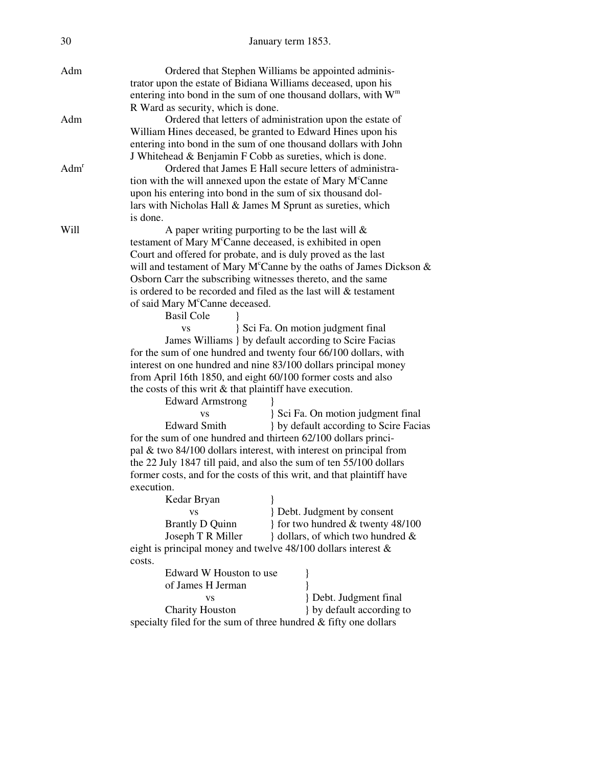January term 1853.

Adm — Ordered that Stephen Williams be appointed administrator upon the estate of Bidiana Williams deceased, upon his entering into bond in the sum of one thousand dollars, with W[m] R Ward as security, which is done.

Adm — Ordered that letters of administration upon the estate of William Hines deceased, be granted to Edward Hines upon his entering into bond in the sum of one thousand dollars with John J Whitehead & Benjamin F Cobb as sureties, which is done.

Adm[r] — Ordered that James E Hall secure letters of administration with the will annexed upon the estate of Mary M[c]Canne upon his entering into bond in the sum of six thousand dollars with Nicholas Hall & James M Sprunt as sureties, which is done.

Will — A paper writing purporting to be the last will & testament of Mary M[c]Canne deceased, is exhibited in open Court and offered for probate, and is duly proved as the last will and testament of Mary M[c]Canne by the oaths of James Dickson & Osborn Carr the subscribing witnesses thereto, and the same is ordered to be recorded and filed as the last will & testament of said Mary M[c]Canne deceased.

Basil Cole vs James Williams } Sci Fa. On motion judgment final by default according to Scire Facias for the sum of one hundred and twenty four 66/100 dollars, with interest on one hundred and nine 83/100 dollars principal money from April 16th 1850, and eight 60/100 former costs and also the costs of this writ & that plaintiff have execution.

Edward Armstrong vs Edward Smith } Sci Fa. On motion judgment final by default according to Scire Facias for the sum of one hundred and thirteen 62/100 dollars principal & two 84/100 dollars interest, with interest on principal from the 22 July 1847 till paid, and also the sum of ten 55/100 dollars former costs, and for the costs of this writ, and that plaintiff have execution.

Kedar Bryan vs Brantly D Quinn, Joseph T R Miller } Debt. Judgment by consent for two hundred & twenty 48/100 dollars, of which two hundred & eight is principal money and twelve 48/100 dollars interest & costs.

Edward W Houston to use of James H Jerman vs Charity Houston } Debt. Judgment final by default according to specialty filed for the sum of three hundred & fifty one dollars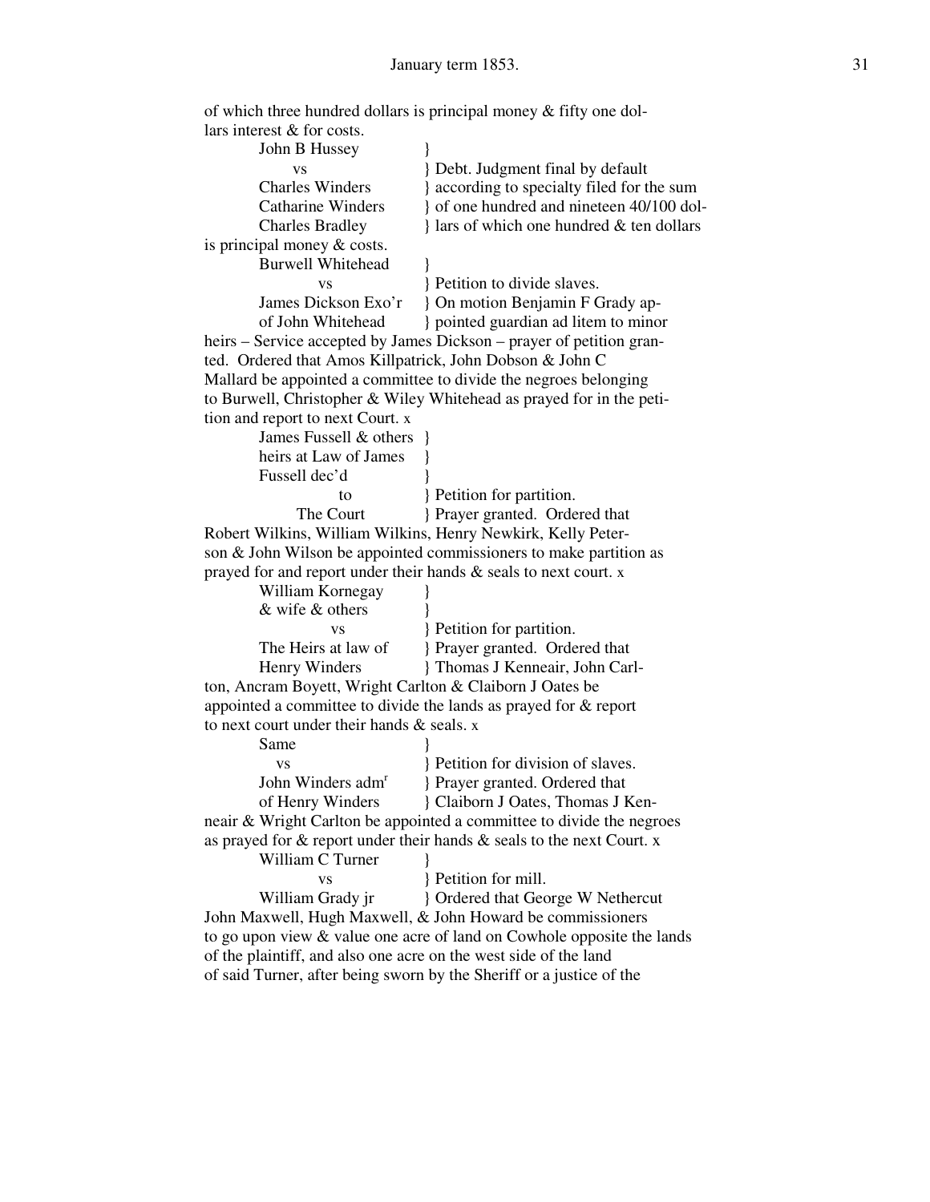of which three hundred dollars is principal money & fifty one dollars interest & for costs.

John B Hussey }
vs } Debt. Judgment final by default
Charles Winders } according to specialty filed for the sum
Catharine Winders } of one hundred and nineteen 40/100 dol-
Charles Bradley } lars of which one hundred & ten dollars
is principal money & costs.

Burwell Whitehead }
vs } Petition to divide slaves.
James Dickson Exo'r } On motion Benjamin F Grady ap-
of John Whitehead } pointed guardian ad litem to minor
heirs – Service accepted by James Dickson – prayer of petition granted. Ordered that Amos Killpatrick, John Dobson & John C Mallard be appointed a committee to divide the negroes belonging to Burwell, Christopher & Wiley Whitehead as prayed for in the petition and report to next Court. x

James Fussell & others }
heirs at Law of James }
Fussell dec'd }
to } Petition for partition.
The Court } Prayer granted. Ordered that
Robert Wilkins, William Wilkins, Henry Newkirk, Kelly Peterson & John Wilson be appointed commissioners to make partition as prayed for and report under their hands & seals to next court. x

William Kornegay }
& wife & others }
vs } Petition for partition.
The Heirs at law of } Prayer granted. Ordered that
Henry Winders } Thomas J Kenneair, John Carlton, Ancram Boyett, Wright Carlton & Claiborn J Oates be appointed a committee to divide the lands as prayed for & report to next court under their hands & seals. x

Same }
vs } Petition for division of slaves.
John Winders adm[r] } Prayer granted. Ordered that
of Henry Winders } Claiborn J Oates, Thomas J Kenneair & Wright Carlton be appointed a committee to divide the negroes as prayed for & report under their hands & seals to the next Court. x

William C Turner }
vs } Petition for mill.
William Grady jr } Ordered that George W Nethercut
John Maxwell, Hugh Maxwell, & John Howard be commissioners to go upon view & value one acre of land on Cowhole opposite the lands of the plaintiff, and also one acre on the west side of the land of said Turner, after being sworn by the Sheriff or a justice of the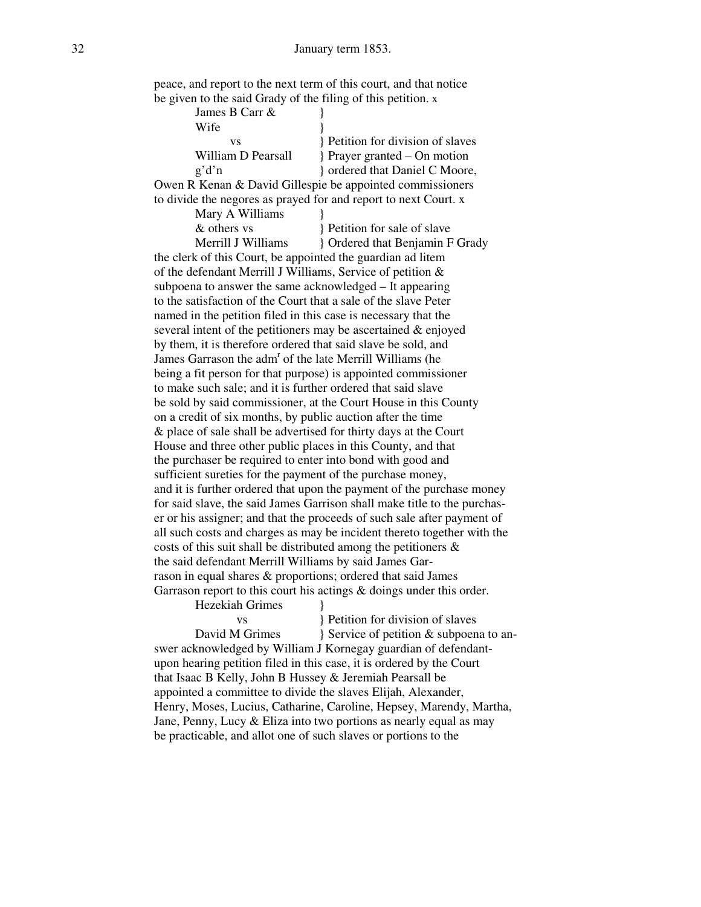peace, and report to the next term of this court, and that notice be given to the said Grady of the filing of this petition. x

James B Carr & Wife vs William D Pearsall g'd'n } Petition for division of slaves } Prayer granted – On motion } ordered that Daniel C Moore, Owen R Kenan & David Gillespie be appointed commissioners to divide the negores as prayed for and report to next Court. x

Mary A Williams & others vs Merrill J Williams } Petition for sale of slave } Ordered that Benjamin F Grady the clerk of this Court, be appointed the guardian ad litem of the defendant Merrill J Williams, Service of petition & subpoena to answer the same acknowledged – It appearing to the satisfaction of the Court that a sale of the slave Peter named in the petition filed in this case is necessary that the several intent of the petitioners may be ascertained & enjoyed by them, it is therefore ordered that said slave be sold, and James Garrason the adm[r] of the late Merrill Williams (he being a fit person for that purpose) is appointed commissioner to make such sale; and it is further ordered that said slave be sold by said commissioner, at the Court House in this County on a credit of six months, by public auction after the time & place of sale shall be advertised for thirty days at the Court House and three other public places in this County, and that the purchaser be required to enter into bond with good and sufficient sureties for the payment of the purchase money, and it is further ordered that upon the payment of the purchase money for said slave, the said James Garrison shall make title to the purchaser or his assigner; and that the proceeds of such sale after payment of all such costs and charges as may be incident thereto together with the costs of this suit shall be distributed among the petitioners & the said defendant Merrill Williams by said James Garrason in equal shares & proportions; ordered that said James Garrason report to this court his actings & doings under this order.

Hezekiah Grimes vs David M Grimes } Petition for division of slaves } Service of petition & subpoena to answer acknowledged by William J Kornegay guardian of defendant-upon hearing petition filed in this case, it is ordered by the Court that Isaac B Kelly, John B Hussey & Jeremiah Pearsall be appointed a committee to divide the slaves Elijah, Alexander, Henry, Moses, Lucius, Catharine, Caroline, Hepsey, Marendy, Martha, Jane, Penny, Lucy & Eliza into two portions as nearly equal as may be practicable, and allot one of such slaves or portions to the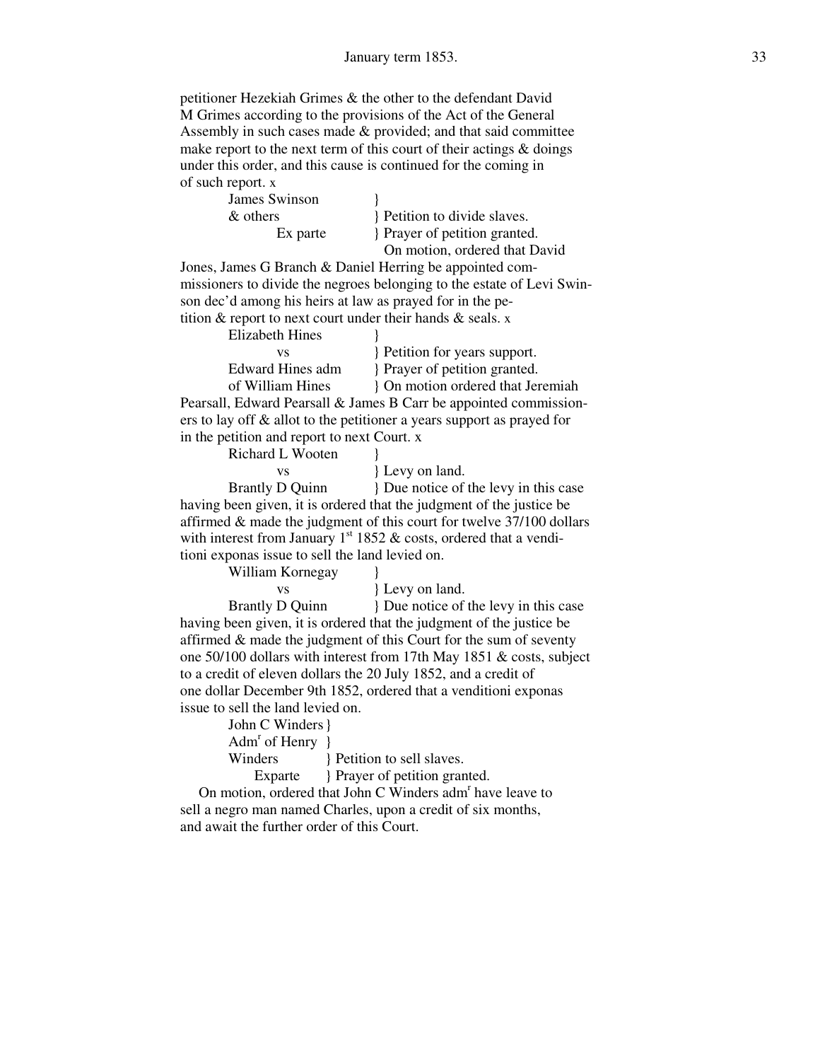petitioner Hezekiah Grimes & the other to the defendant David M Grimes according to the provisions of the Act of the General Assembly in such cases made & provided; and that said committee make report to the next term of this court of their actings & doings under this order, and this cause is continued for the coming in of such report. x

James Swinson }
& others } Petition to divide slaves.
Ex parte } Prayer of petition granted.
On motion, ordered that David Jones, James G Branch & Daniel Herring be appointed commissioners to divide the negroes belonging to the estate of Levi Swinson dec'd among his heirs at law as prayed for in the petition & report to next court under their hands & seals. x

Elizabeth Hines }
vs } Petition for years support.
Edward Hines adm } Prayer of petition granted.
of William Hines } On motion ordered that Jeremiah Pearsall, Edward Pearsall & James B Carr be appointed commissioners to lay off & allot to the petitioner a years support as prayed for in the petition and report to next Court. x

Richard L Wooten }
vs } Levy on land.
Brantly D Quinn } Due notice of the levy in this case having been given, it is ordered that the judgment of the justice be affirmed & made the judgment of this court for twelve 37/100 dollars with interest from January 1st 1852 & costs, ordered that a venditioni exponas issue to sell the land levied on.

William Kornegay }
vs } Levy on land.
Brantly D Quinn } Due notice of the levy in this case having been given, it is ordered that the judgment of the justice be affirmed & made the judgment of this Court for the sum of seventy one 50/100 dollars with interest from 17th May 1851 & costs, subject to a credit of eleven dollars the 20 July 1852, and a credit of one dollar December 9th 1852, ordered that a venditioni exponas issue to sell the land levied on.

John C Winders }
Admr of Henry }
Winders } Petition to sell slaves.
Exparte } Prayer of petition granted.
On motion, ordered that John C Winders admr have leave to sell a negro man named Charles, upon a credit of six months, and await the further order of this Court.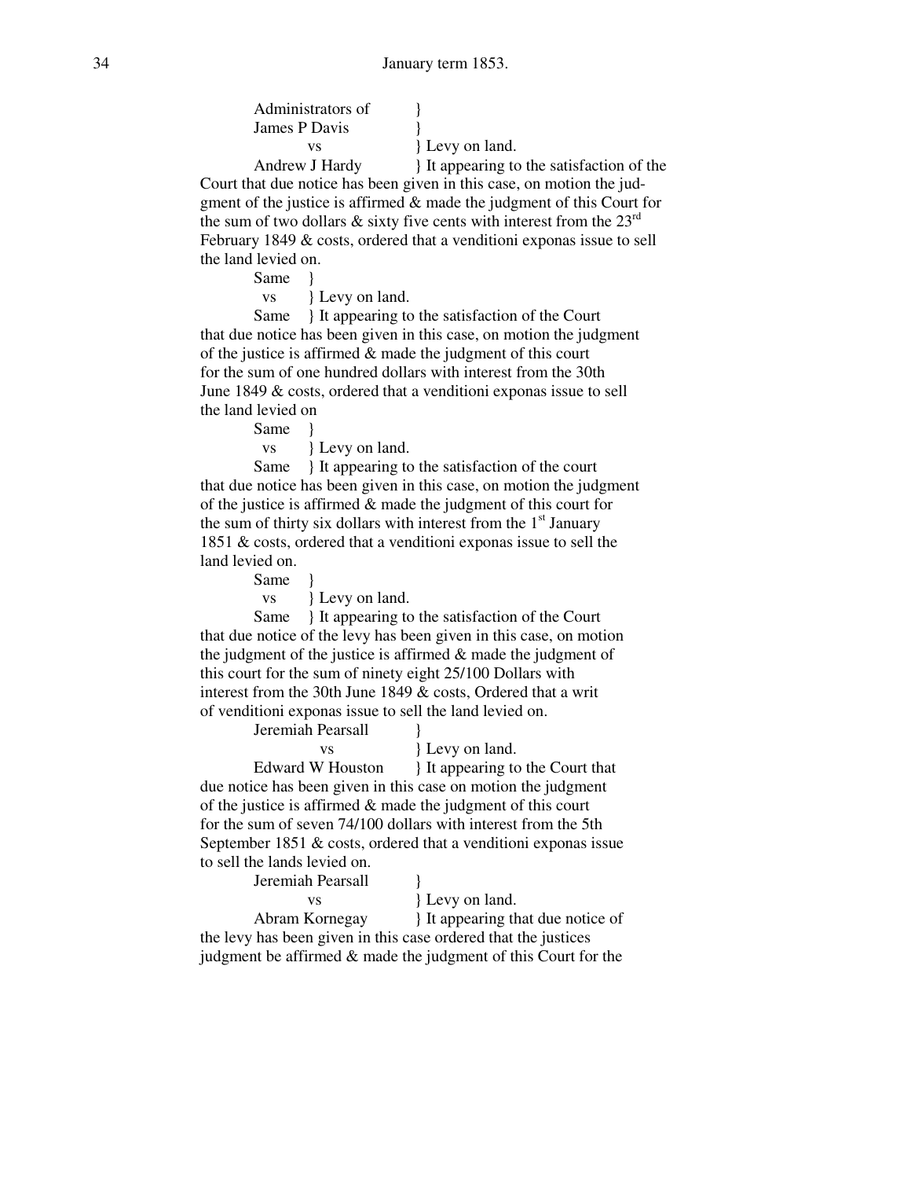January term 1853.

Administrators of }
James P Davis }
vs } Levy on land.
Andrew J Hardy } It appearing to the satisfaction of the Court that due notice has been given in this case, on motion the judgment of the justice is affirmed & made the judgment of this Court for the sum of two dollars & sixty five cents with interest from the 23rd February 1849 & costs, ordered that a venditioni exponas issue to sell the land levied on.

Same }
vs } Levy on land.
Same } It appearing to the satisfaction of the Court that due notice has been given in this case, on motion the judgment of the justice is affirmed & made the judgment of this court for the sum of one hundred dollars with interest from the 30th June 1849 & costs, ordered that a venditioni exponas issue to sell the land levied on

Same }
vs } Levy on land.
Same } It appearing to the satisfaction of the court that due notice has been given in this case, on motion the judgment of the justice is affirmed & made the judgment of this court for the sum of thirty six dollars with interest from the 1st January 1851 & costs, ordered that a venditioni exponas issue to sell the land levied on.

Same }
vs } Levy on land.
Same } It appearing to the satisfaction of the Court that due notice of the levy has been given in this case, on motion the judgment of the justice is affirmed & made the judgment of this court for the sum of ninety eight 25/100 Dollars with interest from the 30th June 1849 & costs, Ordered that a writ of venditioni exponas issue to sell the land levied on.

Jeremiah Pearsall }
vs } Levy on land.
Edward W Houston } It appearing to the Court that due notice has been given in this case on motion the judgment of the justice is affirmed & made the judgment of this court for the sum of seven 74/100 dollars with interest from the 5th September 1851 & costs, ordered that a venditioni exponas issue to sell the lands levied on.

Jeremiah Pearsall }
vs } Levy on land.
Abram Kornegay } It appearing that due notice of the levy has been given in this case ordered that the justices judgment be affirmed & made the judgment of this Court for the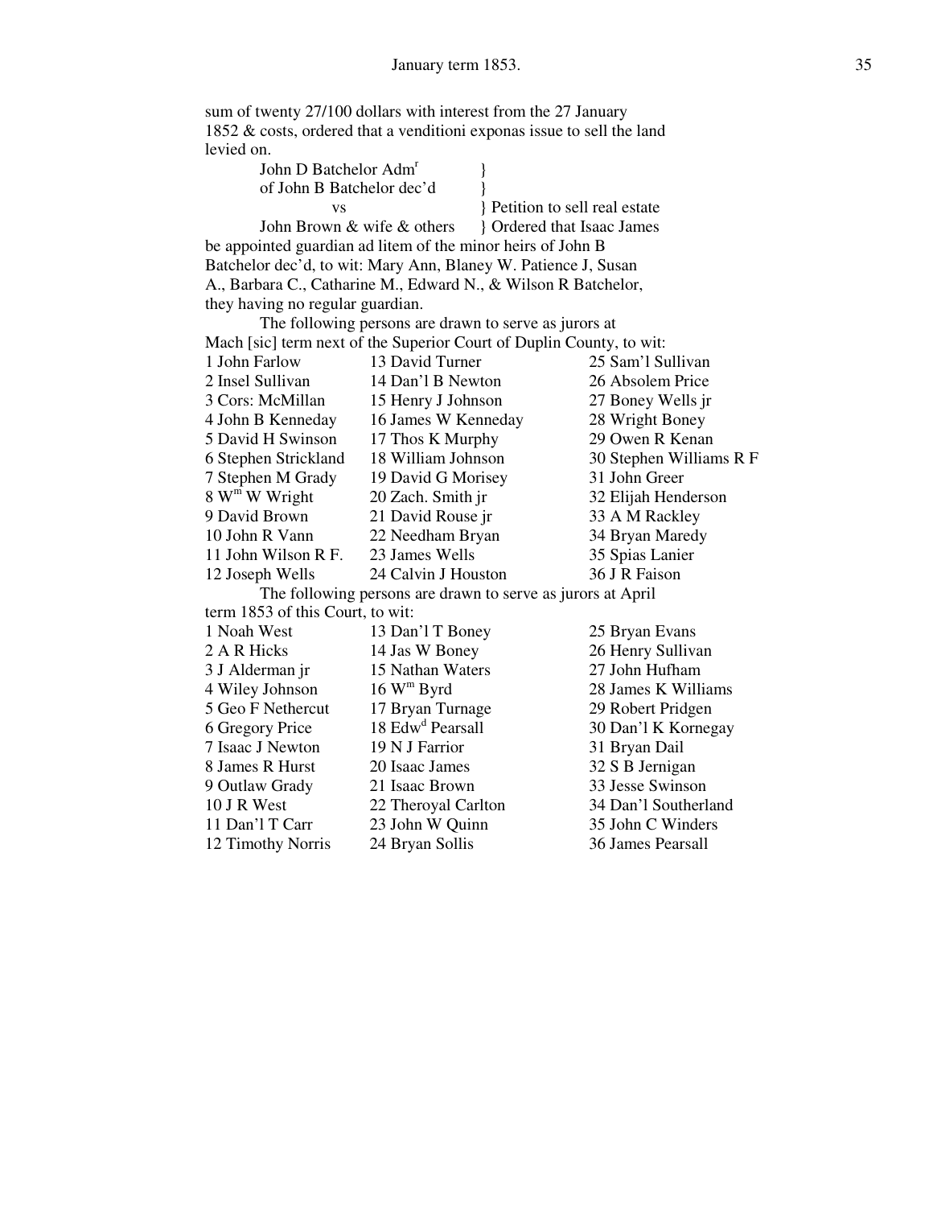sum of twenty 27/100 dollars with interest from the 27 January 1852 & costs, ordered that a venditioni exponas issue to sell the land levied on.

John D Batchelor Adm[r] of John B Batchelor dec'd vs John Brown & wife & others } Petition to sell real estate } Ordered that Isaac James be appointed guardian ad litem of the minor heirs of John B Batchelor dec'd, to wit: Mary Ann, Blaney W. Patience J, Susan A., Barbara C., Catharine M., Edward N., & Wilson R Batchelor, they having no regular guardian.

The following persons are drawn to serve as jurors at Mach [sic] term next of the Superior Court of Duplin County, to wit:

| | | |
|---|---|---|
| 1 John Farlow | 13 David Turner | 25 Sam'l Sullivan |
| 2 Insel Sullivan | 14 Dan'l B Newton | 26 Absolem Price |
| 3 Cors: McMillan | 15 Henry J Johnson | 27 Boney Wells jr |
| 4 John B Kenneday | 16 James W Kenneday | 28 Wright Boney |
| 5 David H Swinson | 17 Thos K Murphy | 29 Owen R Kenan |
| 6 Stephen Strickland | 18 William Johnson | 30 Stephen Williams R F |
| 7 Stephen M Grady | 19 David G Morisey | 31 John Greer |
| 8 W[m] W Wright | 20 Zach. Smith jr | 32 Elijah Henderson |
| 9 David Brown | 21 David Rouse jr | 33 A M Rackley |
| 10 John R Vann | 22 Needham Bryan | 34 Bryan Maredy |
| 11 John Wilson R F. | 23 James Wells | 35 Spias Lanier |
| 12 Joseph Wells | 24 Calvin J Houston | 36 J R Faison |

The following persons are drawn to serve as jurors at April term 1853 of this Court, to wit:

| | | |
|---|---|---|
| 1 Noah West | 13 Dan'l T Boney | 25 Bryan Evans |
| 2 A R Hicks | 14 Jas W Boney | 26 Henry Sullivan |
| 3 J Alderman jr | 15 Nathan Waters | 27 John Hufham |
| 4 Wiley Johnson | 16 W[m] Byrd | 28 James K Williams |
| 5 Geo F Nethercut | 17 Bryan Turnage | 29 Robert Pridgen |
| 6 Gregory Price | 18 Edw[d] Pearsall | 30 Dan'l K Kornegay |
| 7 Isaac J Newton | 19 N J Farrior | 31 Bryan Dail |
| 8 James R Hurst | 20 Isaac James | 32 S B Jernigan |
| 9 Outlaw Grady | 21 Isaac Brown | 33 Jesse Swinson |
| 10 J R West | 22 Theroyal Carlton | 34 Dan'l Southerland |
| 11 Dan'l T Carr | 23 John W Quinn | 35 John C Winders |
| 12 Timothy Norris | 24 Bryan Sollis | 36 James Pearsall |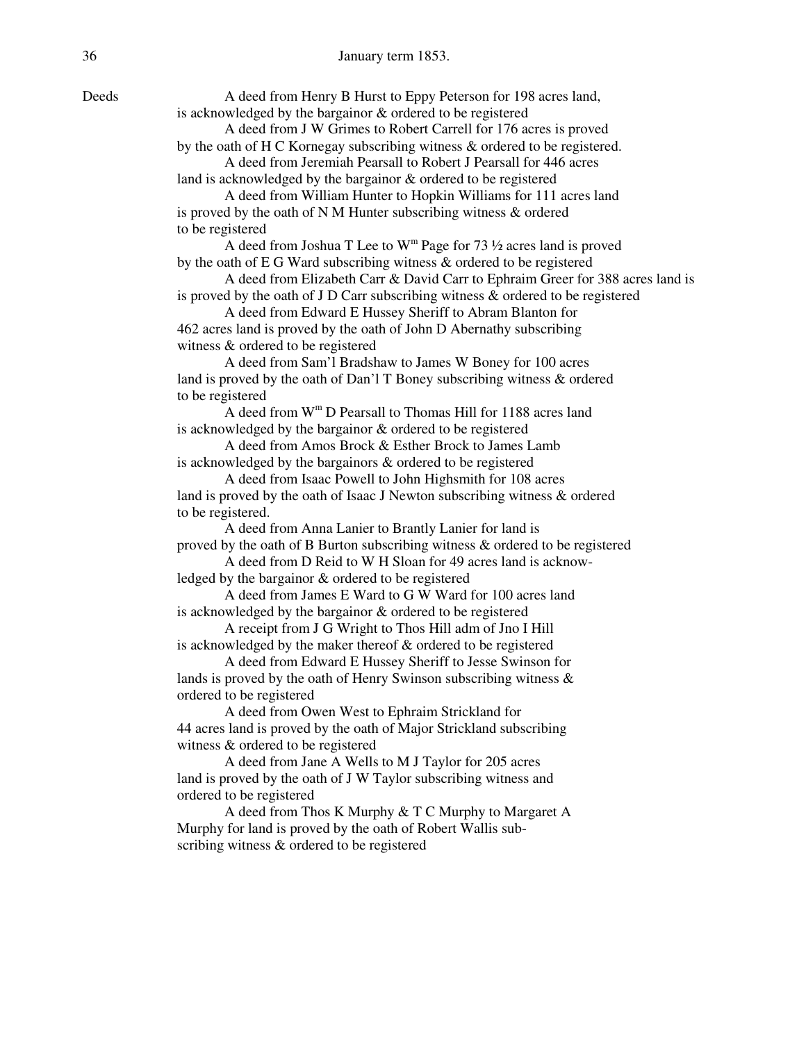January term 1853.

Deeds

A deed from Henry B Hurst to Eppy Peterson for 198 acres land, is acknowledged by the bargainor & ordered to be registered

A deed from J W Grimes to Robert Carrell for 176 acres is proved by the oath of H C Kornegay subscribing witness & ordered to be registered.

A deed from Jeremiah Pearsall to Robert J Pearsall for 446 acres land is acknowledged by the bargainor & ordered to be registered

A deed from William Hunter to Hopkin Williams for 111 acres land is proved by the oath of N M Hunter subscribing witness & ordered to be registered

A deed from Joshua T Lee to W^m Page for 73 ½ acres land is proved by the oath of E G Ward subscribing witness & ordered to be registered

A deed from Elizabeth Carr & David Carr to Ephraim Greer for 388 acres land is is proved by the oath of J D Carr subscribing witness & ordered to be registered

A deed from Edward E Hussey Sheriff to Abram Blanton for 462 acres land is proved by the oath of John D Abernathy subscribing witness & ordered to be registered

A deed from Sam'l Bradshaw to James W Boney for 100 acres land is proved by the oath of Dan'l T Boney subscribing witness & ordered to be registered

A deed from W^m D Pearsall to Thomas Hill for 1188 acres land is acknowledged by the bargainor & ordered to be registered

A deed from Amos Brock & Esther Brock to James Lamb is acknowledged by the bargainors & ordered to be registered

A deed from Isaac Powell to John Highsmith for 108 acres land is proved by the oath of Isaac J Newton subscribing witness & ordered to be registered.

A deed from Anna Lanier to Brantly Lanier for land is proved by the oath of B Burton subscribing witness & ordered to be registered

A deed from D Reid to W H Sloan for 49 acres land is acknowledged by the bargainor & ordered to be registered

A deed from James E Ward to G W Ward for 100 acres land is acknowledged by the bargainor & ordered to be registered

A receipt from J G Wright to Thos Hill adm of Jno I Hill is acknowledged by the maker thereof & ordered to be registered

A deed from Edward E Hussey Sheriff to Jesse Swinson for lands is proved by the oath of Henry Swinson subscribing witness & ordered to be registered

A deed from Owen West to Ephraim Strickland for 44 acres land is proved by the oath of Major Strickland subscribing witness & ordered to be registered

A deed from Jane A Wells to M J Taylor for 205 acres land is proved by the oath of J W Taylor subscribing witness and ordered to be registered

A deed from Thos K Murphy & T C Murphy to Margaret A Murphy for land is proved by the oath of Robert Wallis subscribing witness & ordered to be registered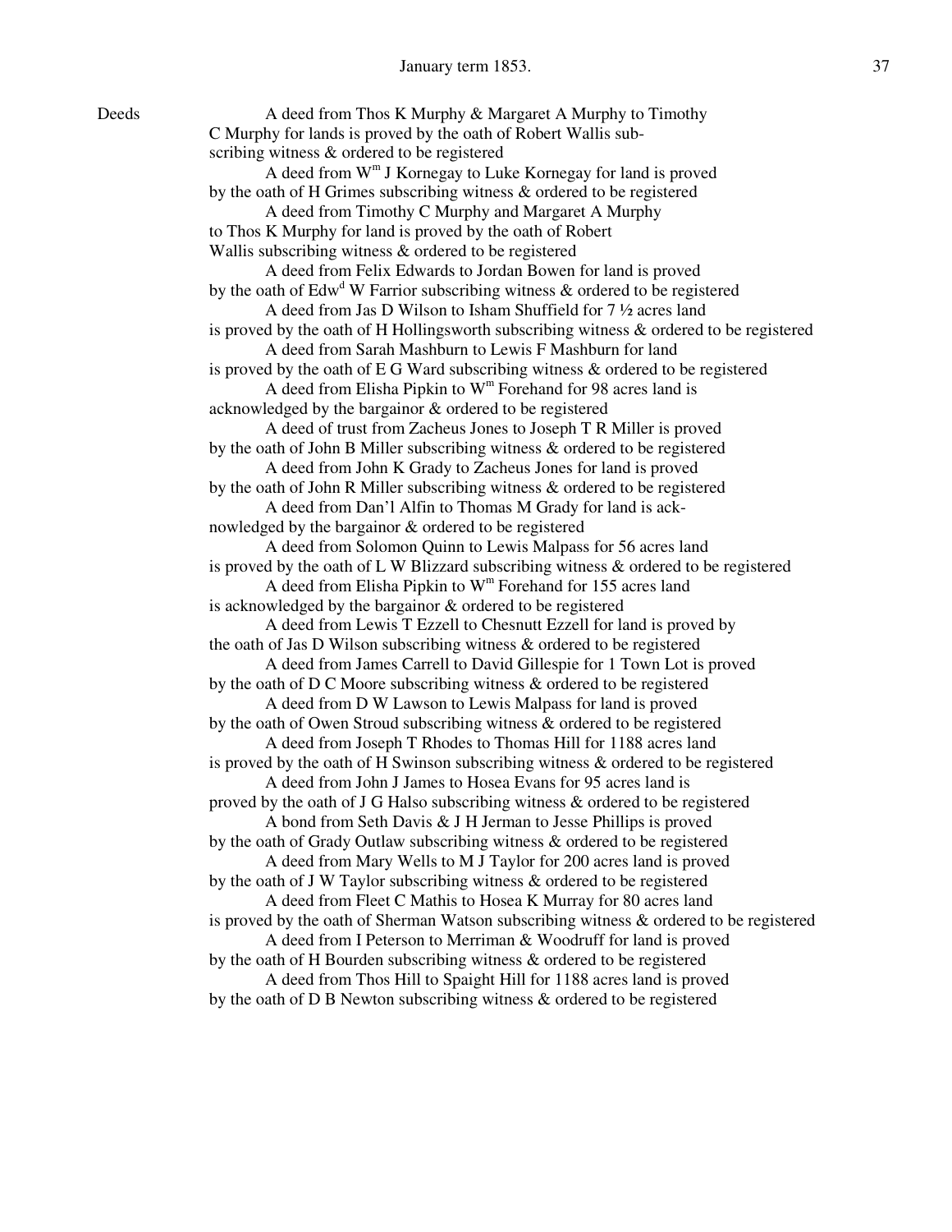January term 1853.

Deeds

A deed from Thos K Murphy & Margaret A Murphy to Timothy C Murphy for lands is proved by the oath of Robert Wallis subscribing witness & ordered to be registered

A deed from W$^{m}$ J Kornegay to Luke Kornegay for land is proved by the oath of H Grimes subscribing witness & ordered to be registered

A deed from Timothy C Murphy and Margaret A Murphy to Thos K Murphy for land is proved by the oath of Robert Wallis subscribing witness & ordered to be registered

A deed from Felix Edwards to Jordan Bowen for land is proved by the oath of Edw$^{d}$ W Farrior subscribing witness & ordered to be registered

A deed from Jas D Wilson to Isham Shuffield for 7 ½ acres land is proved by the oath of H Hollingsworth subscribing witness & ordered to be registered

A deed from Sarah Mashburn to Lewis F Mashburn for land is proved by the oath of E G Ward subscribing witness & ordered to be registered

A deed from Elisha Pipkin to W$^{m}$ Forehand for 98 acres land is acknowledged by the bargainor & ordered to be registered

A deed of trust from Zacheus Jones to Joseph T R Miller is proved by the oath of John B Miller subscribing witness & ordered to be registered

A deed from John K Grady to Zacheus Jones for land is proved by the oath of John R Miller subscribing witness & ordered to be registered

A deed from Dan'l Alfin to Thomas M Grady for land is acknowledged by the bargainor & ordered to be registered

A deed from Solomon Quinn to Lewis Malpass for 56 acres land is proved by the oath of L W Blizzard subscribing witness & ordered to be registered

A deed from Elisha Pipkin to W$^{m}$ Forehand for 155 acres land is acknowledged by the bargainor & ordered to be registered

A deed from Lewis T Ezzell to Chesnutt Ezzell for land is proved by the oath of Jas D Wilson subscribing witness & ordered to be registered

A deed from James Carrell to David Gillespie for 1 Town Lot is proved by the oath of D C Moore subscribing witness & ordered to be registered

A deed from D W Lawson to Lewis Malpass for land is proved by the oath of Owen Stroud subscribing witness & ordered to be registered

A deed from Joseph T Rhodes to Thomas Hill for 1188 acres land is proved by the oath of H Swinson subscribing witness & ordered to be registered

A deed from John J James to Hosea Evans for 95 acres land is proved by the oath of J G Halso subscribing witness & ordered to be registered

A bond from Seth Davis & J H Jerman to Jesse Phillips is proved by the oath of Grady Outlaw subscribing witness & ordered to be registered

A deed from Mary Wells to M J Taylor for 200 acres land is proved by the oath of J W Taylor subscribing witness & ordered to be registered

A deed from Fleet C Mathis to Hosea K Murray for 80 acres land is proved by the oath of Sherman Watson subscribing witness & ordered to be registered

A deed from I Peterson to Merriman & Woodruff for land is proved by the oath of H Bourden subscribing witness & ordered to be registered

A deed from Thos Hill to Spaight Hill for 1188 acres land is proved by the oath of D B Newton subscribing witness & ordered to be registered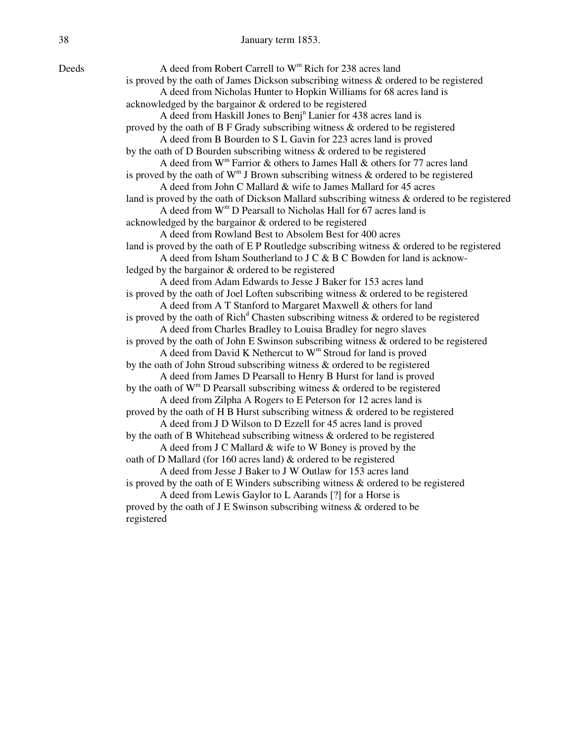## January term 1853.

Deeds

A deed from Robert Carrell to W$^{m}$ Rich for 238 acres land is proved by the oath of James Dickson subscribing witness & ordered to be registered

A deed from Nicholas Hunter to Hopkin Williams for 68 acres land is acknowledged by the bargainor & ordered to be registered

A deed from Haskill Jones to Benj$^{n}$ Lanier for 438 acres land is proved by the oath of B F Grady subscribing witness & ordered to be registered

A deed from B Bourden to S L Gavin for 223 acres land is proved by the oath of D Bourden subscribing witness & ordered to be registered

A deed from W$^{m}$ Farrior & others to James Hall & others for 77 acres land is proved by the oath of W$^{m}$ J Brown subscribing witness & ordered to be registered

A deed from John C Mallard & wife to James Mallard for 45 acres land is proved by the oath of Dickson Mallard subscribing witness & ordered to be registered

A deed from W$^{m}$ D Pearsall to Nicholas Hall for 67 acres land is acknowledged by the bargainor & ordered to be registered

A deed from Rowland Best to Absolem Best for 400 acres land is proved by the oath of E P Routledge subscribing witness & ordered to be registered

A deed from Isham Southerland to J C & B C Bowden for land is acknowledged by the bargainor & ordered to be registered

A deed from Adam Edwards to Jesse J Baker for 153 acres land is proved by the oath of Joel Loften subscribing witness & ordered to be registered

A deed from A T Stanford to Margaret Maxwell & others for land is proved by the oath of Rich$^{d}$ Chasten subscribing witness & ordered to be registered

A deed from Charles Bradley to Louisa Bradley for negro slaves is proved by the oath of John E Swinson subscribing witness & ordered to be registered

A deed from David K Nethercut to W$^{m}$ Stroud for land is proved by the oath of John Stroud subscribing witness & ordered to be registered

A deed from James D Pearsall to Henry B Hurst for land is proved by the oath of W$^{m}$ D Pearsall subscribing witness & ordered to be registered

A deed from Zilpha A Rogers to E Peterson for 12 acres land is proved by the oath of H B Hurst subscribing witness & ordered to be registered

A deed from J D Wilson to D Ezzell for 45 acres land is proved by the oath of B Whitehead subscribing witness & ordered to be registered

A deed from J C Mallard & wife to W Boney is proved by the oath of D Mallard (for 160 acres land) & ordered to be registered

A deed from Jesse J Baker to J W Outlaw for 153 acres land is proved by the oath of E Winders subscribing witness & ordered to be registered

A deed from Lewis Gaylor to L Aarands [?] for a Horse is proved by the oath of J E Swinson subscribing witness & ordered to be registered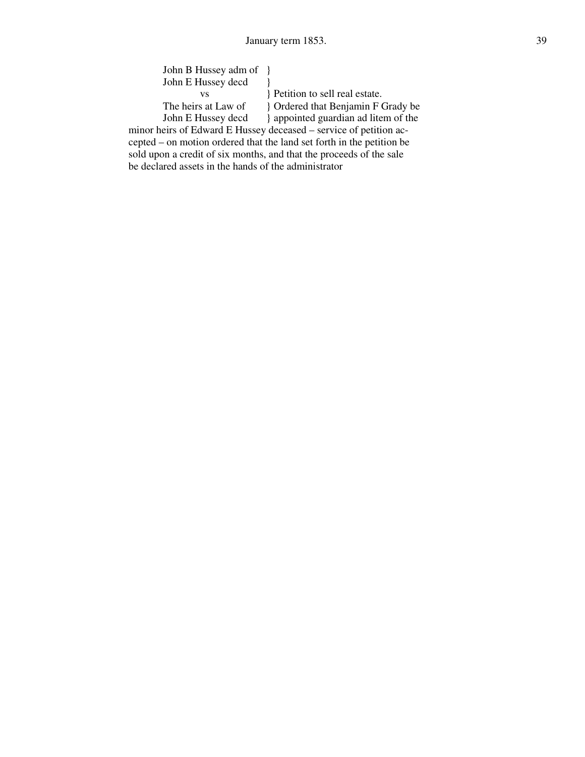John B Hussey adm of }
John E Hussey decd }
vs } Petition to sell real estate.
The heirs at Law of } Ordered that Benjamin F Grady be
John E Hussey decd } appointed guardian ad litem of the
minor heirs of Edward E Hussey deceased – service of petition accepted – on motion ordered that the land set forth in the petition be sold upon a credit of six months, and that the proceeds of the sale be declared assets in the hands of the administrator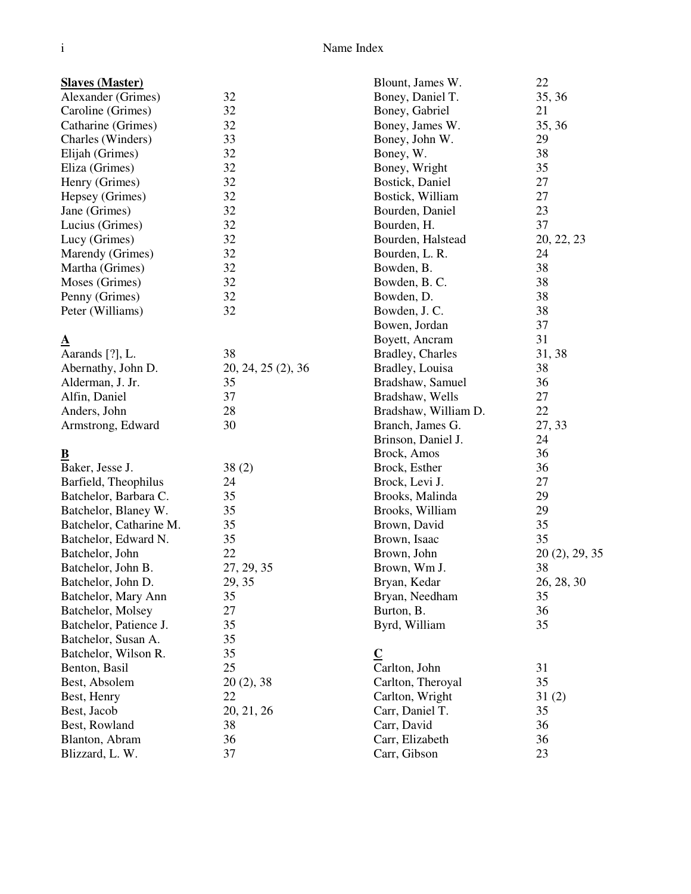# Name Index

## Slaves (Master)

| Name | Pages |
|---|---|
| Alexander (Grimes) | 32 |
| Caroline (Grimes) | 32 |
| Catharine (Grimes) | 32 |
| Charles (Winders) | 33 |
| Elijah (Grimes) | 32 |
| Eliza (Grimes) | 32 |
| Henry (Grimes) | 32 |
| Hepsey (Grimes) | 32 |
| Jane (Grimes) | 32 |
| Lucius (Grimes) | 32 |
| Lucy (Grimes) | 32 |
| Marendy (Grimes) | 32 |
| Martha (Grimes) | 32 |
| Moses (Grimes) | 32 |
| Penny (Grimes) | 32 |
| Peter (Williams) | 32 |

## A

| Name | Pages |
|---|---|
| Aarands [?], L. | 38 |
| Abernathy, John D. | 20, 24, 25 (2), 36 |
| Alderman, J. Jr. | 35 |
| Alfin, Daniel | 37 |
| Anders, John | 28 |
| Armstrong, Edward | 30 |

## B

| Name | Pages |
|---|---|
| Baker, Jesse J. | 38 (2) |
| Barfield, Theophilus | 24 |
| Batchelor, Barbara C. | 35 |
| Batchelor, Blaney W. | 35 |
| Batchelor, Catharine M. | 35 |
| Batchelor, Edward N. | 35 |
| Batchelor, John | 22 |
| Batchelor, John B. | 27, 29, 35 |
| Batchelor, John D. | 29, 35 |
| Batchelor, Mary Ann | 35 |
| Batchelor, Molsey | 27 |
| Batchelor, Patience J. | 35 |
| Batchelor, Susan A. | 35 |
| Batchelor, Wilson R. | 35 |
| Benton, Basil | 25 |
| Best, Absolem | 20 (2), 38 |
| Best, Henry | 22 |
| Best, Jacob | 20, 21, 26 |
| Best, Rowland | 38 |
| Blanton, Abram | 36 |
| Blizzard, L. W. | 37 |
| Blount, James W. | 22 |
| Boney, Daniel T. | 35, 36 |
| Boney, Gabriel | 21 |
| Boney, James W. | 35, 36 |
| Boney, John W. | 29 |
| Boney, W. | 38 |
| Boney, Wright | 35 |
| Bostick, Daniel | 27 |
| Bostick, William | 27 |
| Bourden, Daniel | 23 |
| Bourden, H. | 37 |
| Bourden, Halstead | 20, 22, 23 |
| Bourden, L. R. | 24 |
| Bowden, B. | 38 |
| Bowden, B. C. | 38 |
| Bowden, D. | 38 |
| Bowden, J. C. | 38 |
| Bowen, Jordan | 37 |
| Boyett, Ancram | 31 |
| Bradley, Charles | 31, 38 |
| Bradley, Louisa | 38 |
| Bradshaw, Samuel | 36 |
| Bradshaw, Wells | 27 |
| Bradshaw, William D. | 22 |
| Branch, James G. | 27, 33 |
| Brinson, Daniel J. | 24 |
| Brock, Amos | 36 |
| Brock, Esther | 36 |
| Brock, Levi J. | 27 |
| Brooks, Malinda | 29 |
| Brooks, William | 29 |
| Brown, David | 35 |
| Brown, Isaac | 35 |
| Brown, John | 20 (2), 29, 35 |
| Brown, Wm J. | 38 |
| Bryan, Kedar | 26, 28, 30 |
| Bryan, Needham | 35 |
| Burton, B. | 36 |
| Byrd, William | 35 |

## C

| Name | Pages |
|---|---|
| Carlton, John | 31 |
| Carlton, Theroyal | 35 |
| Carlton, Wright | 31 (2) |
| Carr, Daniel T. | 35 |
| Carr, David | 36 |
| Carr, Elizabeth | 36 |
| Carr, Gibson | 23 |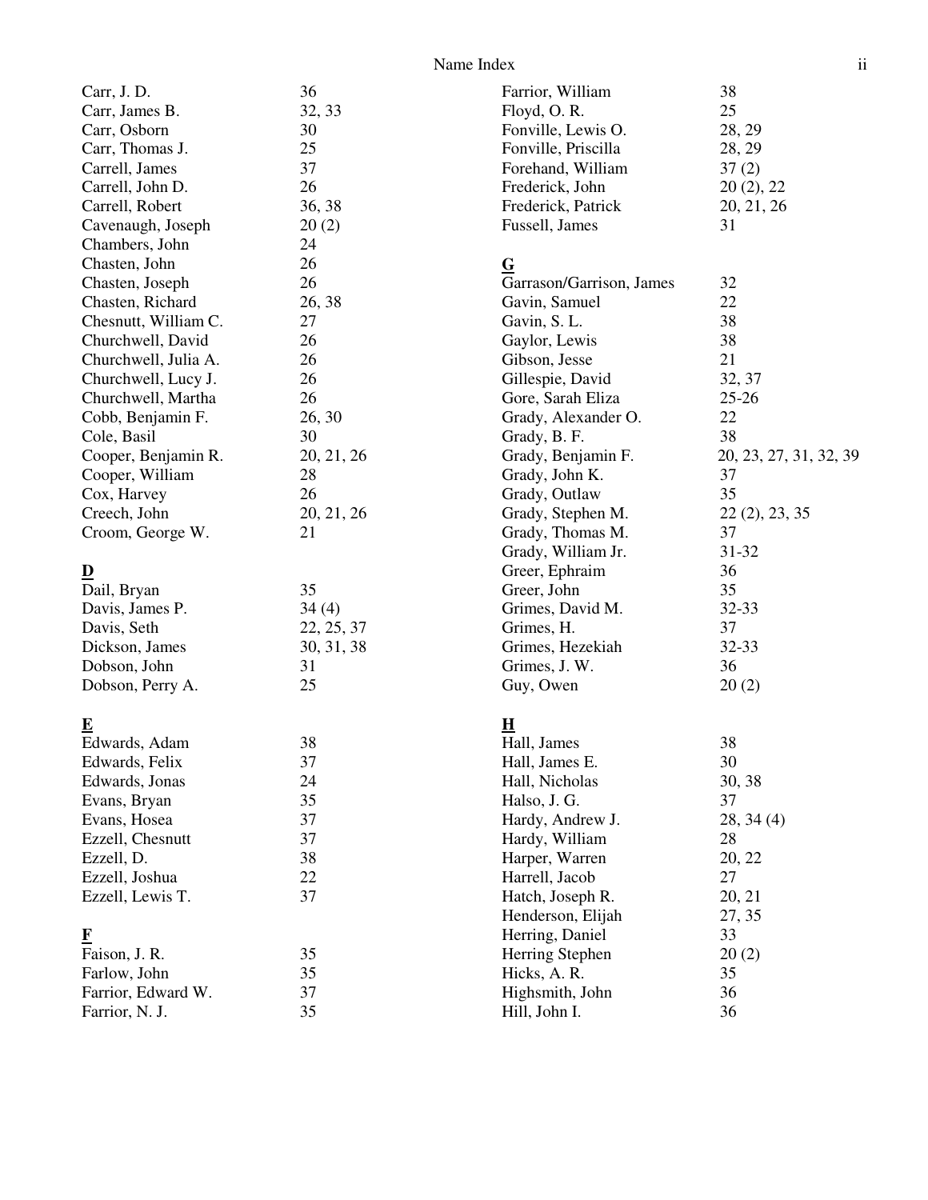Carr, J. D. 36
Carr, James B. 32, 33
Carr, Osborn 30
Carr, Thomas J. 25
Carrell, James 37
Carrell, John D. 26
Carrell, Robert 36, 38
Cavenaugh, Joseph 20 (2)
Chambers, John 24
Chasten, John 26
Chasten, Joseph 26
Chasten, Richard 26, 38
Chesnutt, William C. 27
Churchwell, David 26
Churchwell, Julia A. 26
Churchwell, Lucy J. 26
Churchwell, Martha 26
Cobb, Benjamin F. 26, 30
Cole, Basil 30
Cooper, Benjamin R. 20, 21, 26
Cooper, William 28
Cox, Harvey 26
Creech, John 20, 21, 26
Croom, George W. 21

**D**

Dail, Bryan 35
Davis, James P. 34 (4)
Davis, Seth 22, 25, 37
Dickson, James 30, 31, 38
Dobson, John 31
Dobson, Perry A. 25

**E**

Edwards, Adam 38
Edwards, Felix 37
Edwards, Jonas 24
Evans, Bryan 35
Evans, Hosea 37
Ezzell, Chesnutt 37
Ezzell, D. 38
Ezzell, Joshua 22
Ezzell, Lewis T. 37

**F**

Faison, J. R. 35
Farlow, John 35
Farrior, Edward W. 37
Farrior, N. J. 35
Farrior, William 38
Floyd, O. R. 25
Fonville, Lewis O. 28, 29
Fonville, Priscilla 28, 29
Forehand, William 37 (2)
Frederick, John 20 (2), 22
Frederick, Patrick 20, 21, 26
Fussell, James 31

**G**

Garrason/Garrison, James 32
Gavin, Samuel 22
Gavin, S. L. 38
Gaylor, Lewis 38
Gibson, Jesse 21
Gillespie, David 32, 37
Gore, Sarah Eliza 25-26
Grady, Alexander O. 22
Grady, B. F. 38
Grady, Benjamin F. 20, 23, 27, 31, 32, 39
Grady, John K. 37
Grady, Outlaw 35
Grady, Stephen M. 22 (2), 23, 35
Grady, Thomas M. 37
Grady, William Jr. 31-32
Greer, Ephraim 36
Greer, John 35
Grimes, David M. 32-33
Grimes, H. 37
Grimes, Hezekiah 32-33
Grimes, J. W. 36
Guy, Owen 20 (2)

**H**

Hall, James 38
Hall, James E. 30
Hall, Nicholas 30, 38
Halso, J. G. 37
Hardy, Andrew J. 28, 34 (4)
Hardy, William 28
Harper, Warren 20, 22
Harrell, Jacob 27
Hatch, Joseph R. 20, 21
Henderson, Elijah 27, 35
Herring, Daniel 33
Herring Stephen 20 (2)
Hicks, A. R. 35
Highsmith, John 36
Hill, John I. 36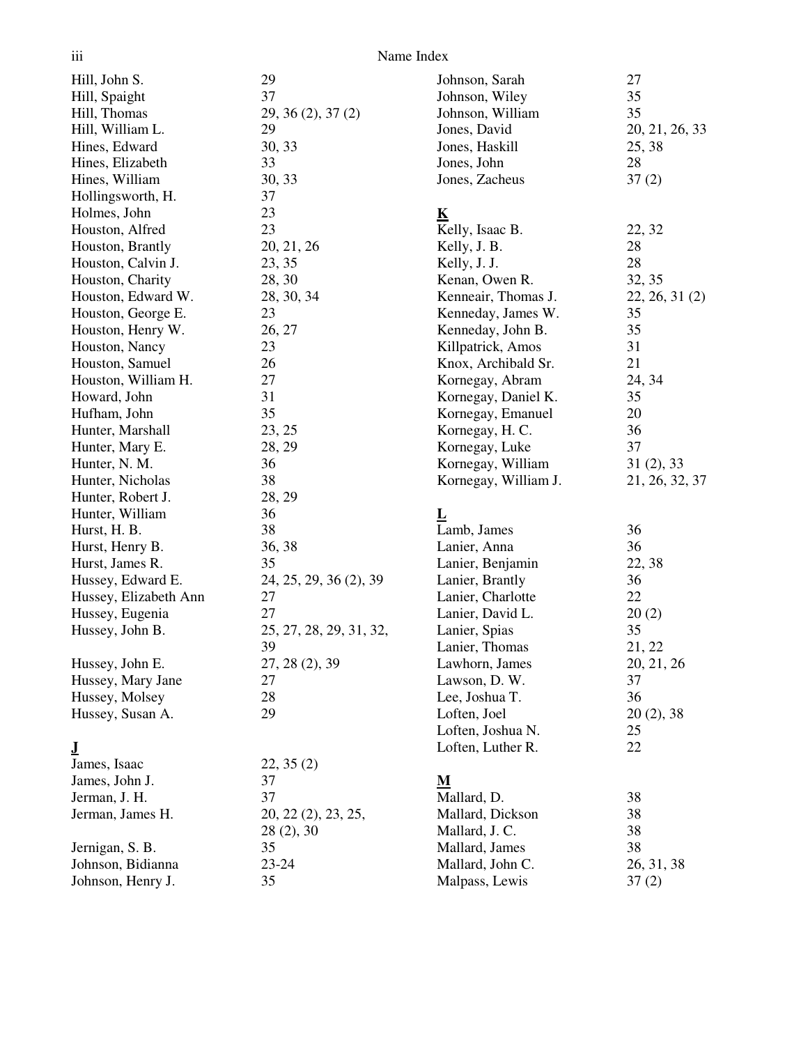Hill, John S. 29
Hill, Spaight 37
Hill, Thomas 29, 36 (2), 37 (2)
Hill, William L. 29
Hines, Edward 30, 33
Hines, Elizabeth 33
Hines, William 30, 33
Hollingsworth, H. 37
Holmes, John 23
Houston, Alfred 23
Houston, Brantly 20, 21, 26
Houston, Calvin J. 23, 35
Houston, Charity 28, 30
Houston, Edward W. 28, 30, 34
Houston, George E. 23
Houston, Henry W. 26, 27
Houston, Nancy 23
Houston, Samuel 26
Houston, William H. 27
Howard, John 31
Hufham, John 35
Hunter, Marshall 23, 25
Hunter, Mary E. 28, 29
Hunter, N. M. 36
Hunter, Nicholas 38
Hunter, Robert J. 28, 29
Hunter, William 36
Hurst, H. B. 38
Hurst, Henry B. 36, 38
Hurst, James R. 35
Hussey, Edward E. 24, 25, 29, 36 (2), 39
Hussey, Elizabeth Ann 27
Hussey, Eugenia 27
Hussey, John B. 25, 27, 28, 29, 31, 32, 39
Hussey, John E. 27, 28 (2), 39
Hussey, Mary Jane 27
Hussey, Molsey 28
Hussey, Susan A. 29

**J**

James, Isaac 22, 35 (2)
James, John J. 37
Jerman, J. H. 37
Jerman, James H. 20, 22 (2), 23, 25, 28 (2), 30
Jernigan, S. B. 35
Johnson, Bidianna 23-24
Johnson, Henry J. 35
Johnson, Sarah 27
Johnson, Wiley 35
Johnson, William 35
Jones, David 20, 21, 26, 33
Jones, Haskill 25, 38
Jones, John 28
Jones, Zacheus 37 (2)

**K**

Kelly, Isaac B. 22, 32
Kelly, J. B. 28
Kelly, J. J. 28
Kenan, Owen R. 32, 35
Kenneair, Thomas J. 22, 26, 31 (2)
Kenneday, James W. 35
Kenneday, John B. 35
Killpatrick, Amos 31
Knox, Archibald Sr. 21
Kornegay, Abram 24, 34
Kornegay, Daniel K. 35
Kornegay, Emanuel 20
Kornegay, H. C. 36
Kornegay, Luke 37
Kornegay, William 31 (2), 33
Kornegay, William J. 21, 26, 32, 37

**L**

Lamb, James 36
Lanier, Anna 36
Lanier, Benjamin 22, 38
Lanier, Brantly 36
Lanier, Charlotte 22
Lanier, David L. 20 (2)
Lanier, Spias 35
Lanier, Thomas 21, 22
Lawhorn, James 20, 21, 26
Lawson, D. W. 37
Lee, Joshua T. 36
Loften, Joel 20 (2), 38
Loften, Joshua N. 25
Loften, Luther R. 22

**M**

Mallard, D. 38
Mallard, Dickson 38
Mallard, J. C. 38
Mallard, James 38
Mallard, John C. 26, 31, 38
Malpass, Lewis 37 (2)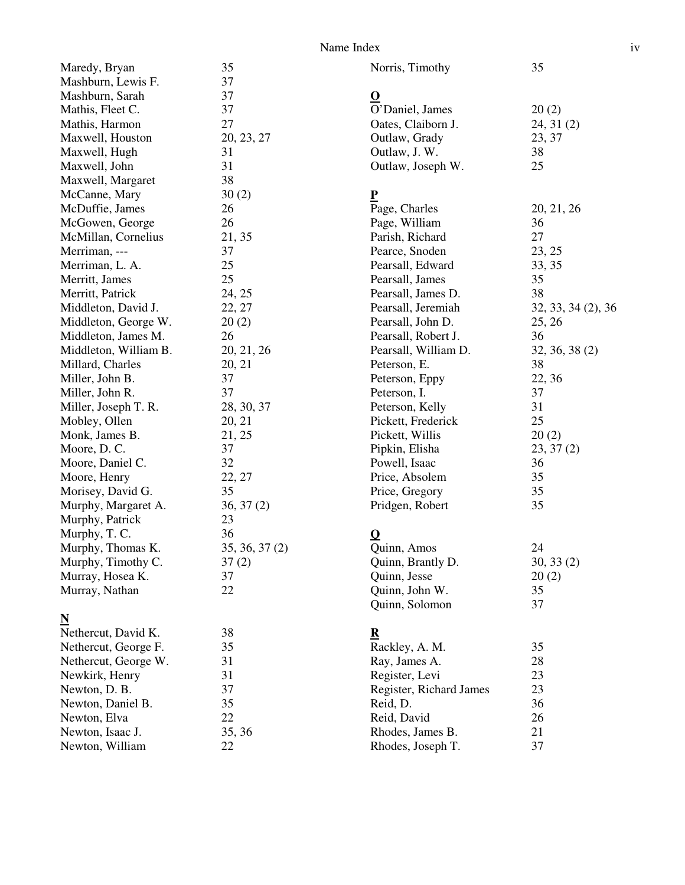Maredy, Bryan 35
Mashburn, Lewis F. 37
Mashburn, Sarah 37
Mathis, Fleet C. 37
Mathis, Harmon 27
Maxwell, Houston 20, 23, 27
Maxwell, Hugh 31
Maxwell, John 31
Maxwell, Margaret 38
McCanne, Mary 30 (2)
McDuffie, James 26
McGowen, George 26
McMillan, Cornelius 21, 35
Merriman, --- 37
Merriman, L. A. 25
Merritt, James 25
Merritt, Patrick 24, 25
Middleton, David J. 22, 27
Middleton, George W. 20 (2)
Middleton, James M. 26
Middleton, William B. 20, 21, 26
Millard, Charles 20, 21
Miller, John B. 37
Miller, John R. 37
Miller, Joseph T. R. 28, 30, 37
Mobley, Ollen 20, 21
Monk, James B. 21, 25
Moore, D. C. 37
Moore, Daniel C. 32
Moore, Henry 22, 27
Morisey, David G. 35
Murphy, Margaret A. 36, 37 (2)
Murphy, Patrick 23
Murphy, T. C. 36
Murphy, Thomas K. 35, 36, 37 (2)
Murphy, Timothy C. 37 (2)
Murray, Hosea K. 37
Murray, Nathan 22

**N**

Nethercut, David K. 38
Nethercut, George F. 35
Nethercut, George W. 31
Newkirk, Henry 31
Newton, D. B. 37
Newton, Daniel B. 35
Newton, Elva 22
Newton, Isaac J. 35, 36
Newton, William 22
Norris, Timothy 35

**O**

O'Daniel, James 20 (2)
Oates, Claiborn J. 24, 31 (2)
Outlaw, Grady 23, 37
Outlaw, J. W. 38
Outlaw, Joseph W. 25

**P**

Page, Charles 20, 21, 26
Page, William 36
Parish, Richard 27
Pearce, Snoden 23, 25
Pearsall, Edward 33, 35
Pearsall, James 35
Pearsall, James D. 38
Pearsall, Jeremiah 32, 33, 34 (2), 36
Pearsall, John D. 25, 26
Pearsall, Robert J. 36
Pearsall, William D. 32, 36, 38 (2)
Peterson, E. 38
Peterson, Eppy 22, 36
Peterson, I. 37
Peterson, Kelly 31
Pickett, Frederick 25
Pickett, Willis 20 (2)
Pipkin, Elisha 23, 37 (2)
Powell, Isaac 36
Price, Absolem 35
Price, Gregory 35
Pridgen, Robert 35

**Q**

Quinn, Amos 24
Quinn, Brantly D. 30, 33 (2)
Quinn, Jesse 20 (2)
Quinn, John W. 35
Quinn, Solomon 37

**R**

Rackley, A. M. 35
Ray, James A. 28
Register, Levi 23
Register, Richard James 23
Reid, D. 36
Reid, David 26
Rhodes, James B. 21
Rhodes, Joseph T. 37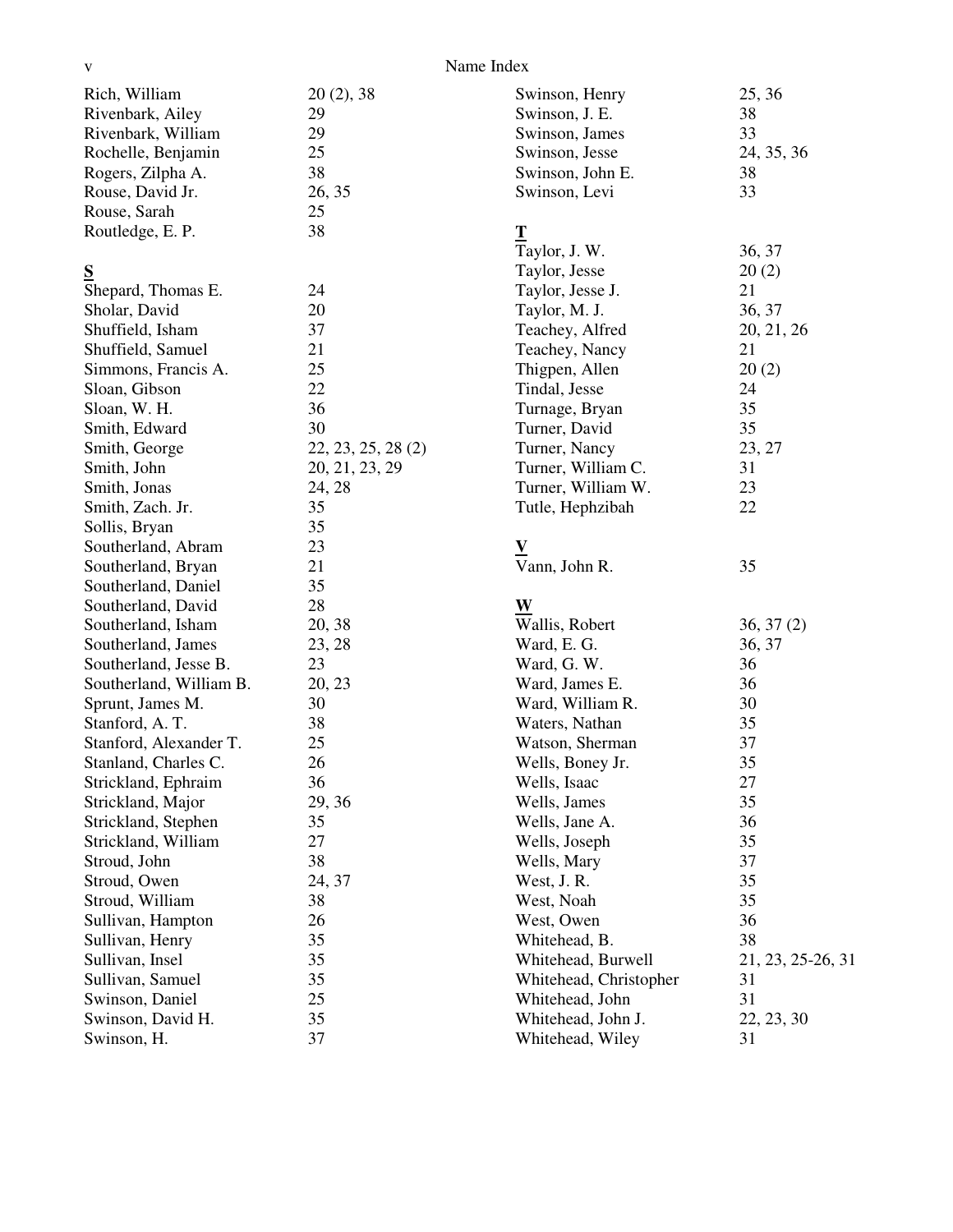Rich, William 20 (2), 38
Rivenbark, Ailey 29
Rivenbark, William 29
Rochelle, Benjamin 25
Rogers, Zilpha A. 38
Rouse, David Jr. 26, 35
Rouse, Sarah 25
Routledge, E. P. 38

**S**

Shepard, Thomas E. 24
Sholar, David 20
Shuffield, Isham 37
Shuffield, Samuel 21
Simmons, Francis A. 25
Sloan, Gibson 22
Sloan, W. H. 36
Smith, Edward 30
Smith, George 22, 23, 25, 28 (2)
Smith, John 20, 21, 23, 29
Smith, Jonas 24, 28
Smith, Zach. Jr. 35
Sollis, Bryan 35
Southerland, Abram 23
Southerland, Bryan 21
Southerland, Daniel 35
Southerland, David 28
Southerland, Isham 20, 38
Southerland, James 23, 28
Southerland, Jesse B. 23
Southerland, William B. 20, 23
Sprunt, James M. 30
Stanford, A. T. 38
Stanford, Alexander T. 25
Stanland, Charles C. 26
Strickland, Ephraim 36
Strickland, Major 29, 36
Strickland, Stephen 35
Strickland, William 27
Stroud, John 38
Stroud, Owen 24, 37
Stroud, William 38
Sullivan, Hampton 26
Sullivan, Henry 35
Sullivan, Insel 35
Sullivan, Samuel 35
Swinson, Daniel 25
Swinson, David H. 35
Swinson, H. 37
Swinson, Henry 25, 36
Swinson, J. E. 38
Swinson, James 33
Swinson, Jesse 24, 35, 36
Swinson, John E. 38
Swinson, Levi 33

**T**

Taylor, J. W. 36, 37
Taylor, Jesse 20 (2)
Taylor, Jesse J. 21
Taylor, M. J. 36, 37
Teachey, Alfred 20, 21, 26
Teachey, Nancy 21
Thigpen, Allen 20 (2)
Tindal, Jesse 24
Turnage, Bryan 35
Turner, David 35
Turner, Nancy 23, 27
Turner, William C. 31
Turner, William W. 23
Tutle, Hephzibah 22

**V**

Vann, John R. 35

**W**

Wallis, Robert 36, 37 (2)
Ward, E. G. 36, 37
Ward, G. W. 36
Ward, James E. 36
Ward, William R. 30
Waters, Nathan 35
Watson, Sherman 37
Wells, Boney Jr. 35
Wells, Isaac 27
Wells, James 35
Wells, Jane A. 36
Wells, Joseph 35
Wells, Mary 37
West, J. R. 35
West, Noah 35
West, Owen 36
Whitehead, B. 38
Whitehead, Burwell 21, 23, 25-26, 31
Whitehead, Christopher 31
Whitehead, John 31
Whitehead, John J. 22, 23, 30
Whitehead, Wiley 31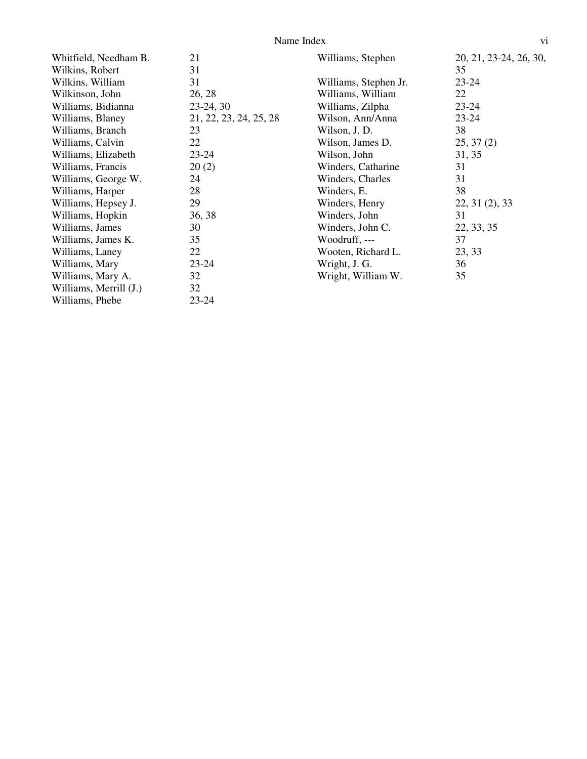| | |
|---|---|
| Whitfield, Needham B. | 21 |
| Wilkins, Robert | 31 |
| Wilkins, William | 31 |
| Wilkinson, John | 26, 28 |
| Williams, Bidianna | 23-24, 30 |
| Williams, Blaney | 21, 22, 23, 24, 25, 28 |
| Williams, Branch | 23 |
| Williams, Calvin | 22 |
| Williams, Elizabeth | 23-24 |
| Williams, Francis | 20 (2) |
| Williams, George W. | 24 |
| Williams, Harper | 28 |
| Williams, Hepsey J. | 29 |
| Williams, Hopkin | 36, 38 |
| Williams, James | 30 |
| Williams, James K. | 35 |
| Williams, Laney | 22 |
| Williams, Mary | 23-24 |
| Williams, Mary A. | 32 |
| Williams, Merrill (J.) | 32 |
| Williams, Phebe | 23-24 |
| Williams, Stephen | 20, 21, 23-24, 26, 30, 35 |
| Williams, Stephen Jr. | 23-24 |
| Williams, William | 22 |
| Williams, Zilpha | 23-24 |
| Wilson, Ann/Anna | 23-24 |
| Wilson, J. D. | 38 |
| Wilson, James D. | 25, 37 (2) |
| Wilson, John | 31, 35 |
| Winders, Catharine | 31 |
| Winders, Charles | 31 |
| Winders, E. | 38 |
| Winders, Henry | 22, 31 (2), 33 |
| Winders, John | 31 |
| Winders, John C. | 22, 33, 35 |
| Woodruff, --- | 37 |
| Wooten, Richard L. | 23, 33 |
| Wright, J. G. | 36 |
| Wright, William W. | 35 |